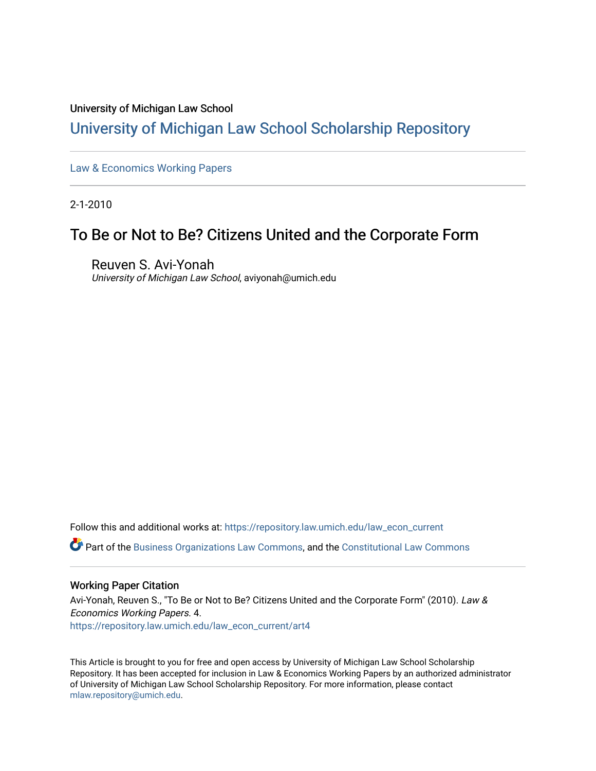University of Michigan Law School

# University of Michigan Law School Scholarship Repository

Law & Economics Working Papers

2-1-2010

## To Be or Not to Be? Citizens United and the Corporate Form

Reuven S. Avi-Yonah
*University of Michigan Law School*, aviyonah@umich.edu

Follow this and additional works at: https://repository.law.umich.edu/law_econ_current

Part of the Business Organizations Law Commons, and the Constitutional Law Commons

### Working Paper Citation

Avi-Yonah, Reuven S., "To Be or Not to Be? Citizens United and the Corporate Form" (2010). *Law & Economics Working Papers*. 4.
https://repository.law.umich.edu/law_econ_current/art4

This Article is brought to you for free and open access by University of Michigan Law School Scholarship Repository. It has been accepted for inclusion in Law & Economics Working Papers by an authorized administrator of University of Michigan Law School Scholarship Repository. For more information, please contact mlaw.repository@umich.edu.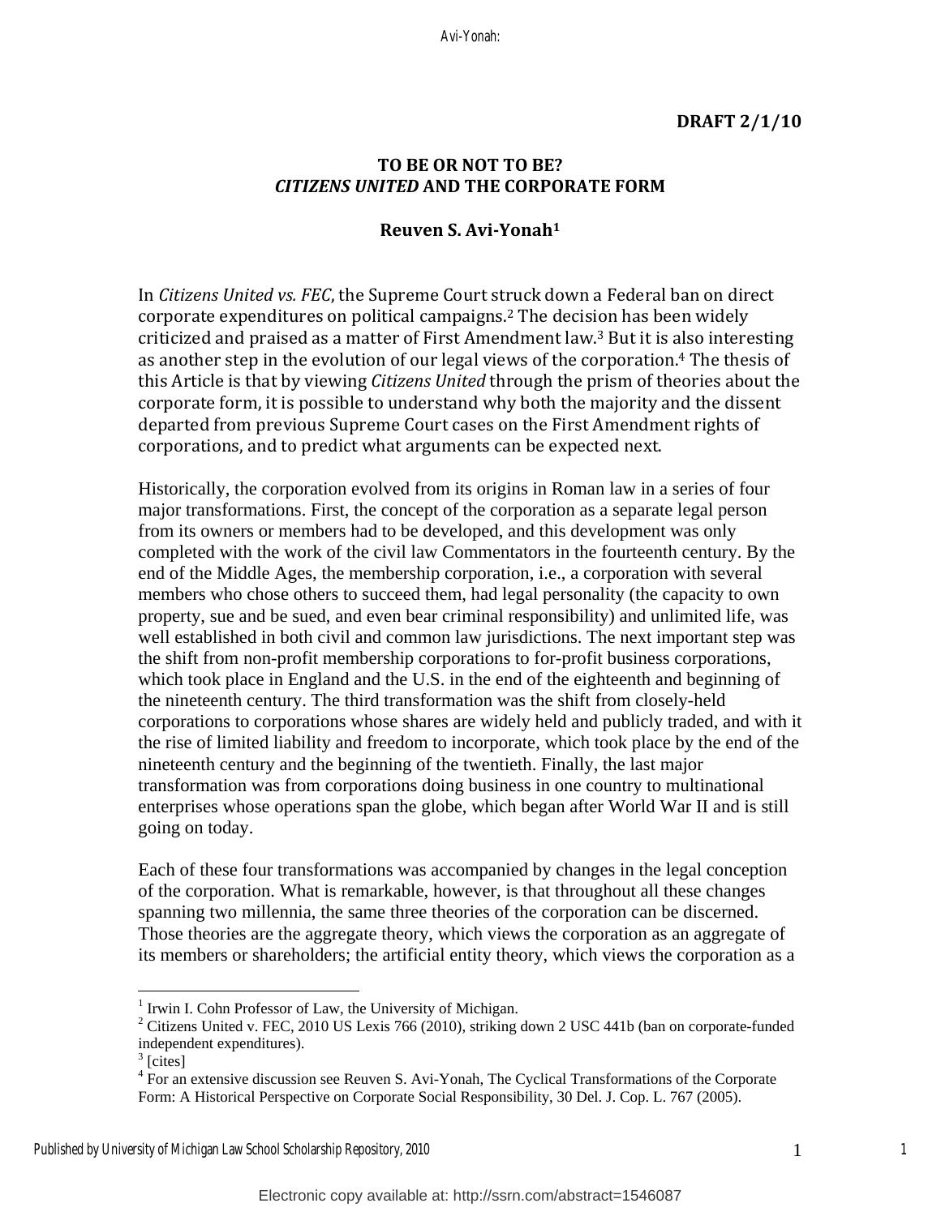**DRAFT 2/1/10**

# TO BE OR NOT TO BE? *CITIZENS UNITED* AND THE CORPORATE FORM

**Reuven S. Avi-Yonah[1]**

In *Citizens United vs. FEC*, the Supreme Court struck down a Federal ban on direct corporate expenditures on political campaigns.[2] The decision has been widely criticized and praised as a matter of First Amendment law.[3] But it is also interesting as another step in the evolution of our legal views of the corporation.[4] The thesis of this Article is that by viewing *Citizens United* through the prism of theories about the corporate form, it is possible to understand why both the majority and the dissent departed from previous Supreme Court cases on the First Amendment rights of corporations, and to predict what arguments can be expected next.

Historically, the corporation evolved from its origins in Roman law in a series of four major transformations. First, the concept of the corporation as a separate legal person from its owners or members had to be developed, and this development was only completed with the work of the civil law Commentators in the fourteenth century. By the end of the Middle Ages, the membership corporation, i.e., a corporation with several members who chose others to succeed them, had legal personality (the capacity to own property, sue and be sued, and even bear criminal responsibility) and unlimited life, was well established in both civil and common law jurisdictions. The next important step was the shift from non-profit membership corporations to for-profit business corporations, which took place in England and the U.S. in the end of the eighteenth and beginning of the nineteenth century. The third transformation was the shift from closely-held corporations to corporations whose shares are widely held and publicly traded, and with it the rise of limited liability and freedom to incorporate, which took place by the end of the nineteenth century and the beginning of the twentieth. Finally, the last major transformation was from corporations doing business in one country to multinational enterprises whose operations span the globe, which began after World War II and is still going on today.

Each of these four transformations was accompanied by changes in the legal conception of the corporation. What is remarkable, however, is that throughout all these changes spanning two millennia, the same three theories of the corporation can be discerned. Those theories are the aggregate theory, which views the corporation as an aggregate of its members or shareholders; the artificial entity theory, which views the corporation as a

---

[1] Irwin I. Cohn Professor of Law, the University of Michigan.

[2] Citizens United v. FEC, 2010 US Lexis 766 (2010), striking down 2 USC 441b (ban on corporate-funded independent expenditures).

[3] [cites]

[4] For an extensive discussion see Reuven S. Avi-Yonah, The Cyclical Transformations of the Corporate Form: A Historical Perspective on Corporate Social Responsibility, 30 Del. J. Cop. L. 767 (2005).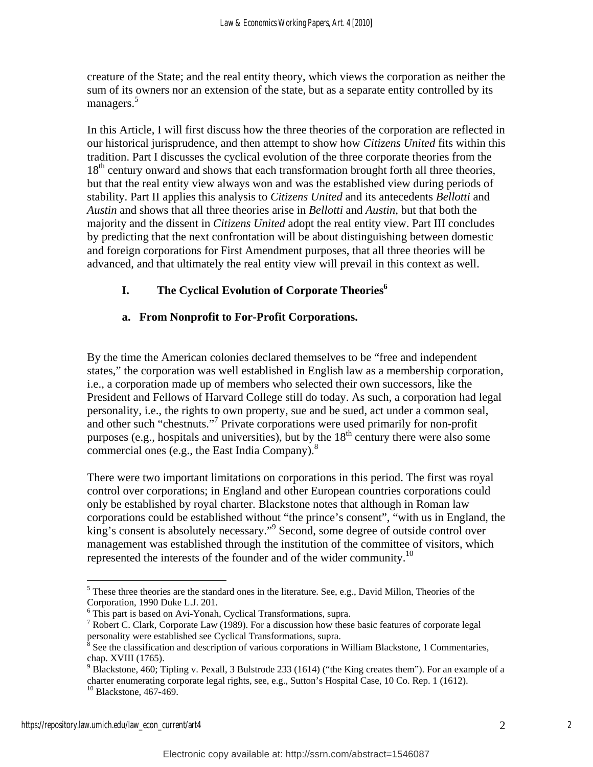creature of the State; and the real entity theory, which views the corporation as neither the sum of its owners nor an extension of the state, but as a separate entity controlled by its managers.[5]

In this Article, I will first discuss how the three theories of the corporation are reflected in our historical jurisprudence, and then attempt to show how *Citizens United* fits within this tradition. Part I discusses the cyclical evolution of the three corporate theories from the 18th century onward and shows that each transformation brought forth all three theories, but that the real entity view always won and was the established view during periods of stability. Part II applies this analysis to *Citizens United* and its antecedents *Bellotti* and *Austin* and shows that all three theories arise in *Bellotti* and *Austin*, but that both the majority and the dissent in *Citizens United* adopt the real entity view. Part III concludes by predicting that the next confrontation will be about distinguishing between domestic and foreign corporations for First Amendment purposes, that all three theories will be advanced, and that ultimately the real entity view will prevail in this context as well.

## I. The Cyclical Evolution of Corporate Theories[6]

### a. From Nonprofit to For-Profit Corporations.

By the time the American colonies declared themselves to be "free and independent states," the corporation was well established in English law as a membership corporation, i.e., a corporation made up of members who selected their own successors, like the President and Fellows of Harvard College still do today. As such, a corporation had legal personality, i.e., the rights to own property, sue and be sued, act under a common seal, and other such "chestnuts."[7] Private corporations were used primarily for non-profit purposes (e.g., hospitals and universities), but by the 18th century there were also some commercial ones (e.g., the East India Company).[8]

There were two important limitations on corporations in this period. The first was royal control over corporations; in England and other European countries corporations could only be established by royal charter. Blackstone notes that although in Roman law corporations could be established without "the prince's consent", "with us in England, the king's consent is absolutely necessary."[9] Second, some degree of outside control over management was established through the institution of the committee of visitors, which represented the interests of the founder and of the wider community.[10]

---

[5] These three theories are the standard ones in the literature. See, e.g., David Millon, Theories of the Corporation, 1990 Duke L.J. 201.

[6] This part is based on Avi-Yonah, Cyclical Transformations, supra.

[7] Robert C. Clark, Corporate Law (1989). For a discussion how these basic features of corporate legal personality were established see Cyclical Transformations, supra.

[8] See the classification and description of various corporations in William Blackstone, 1 Commentaries, chap. XVIII (1765).

[9] Blackstone, 460; Tipling v. Pexall, 3 Bulstrode 233 (1614) ("the King creates them"). For an example of a charter enumerating corporate legal rights, see, e.g., Sutton's Hospital Case, 10 Co. Rep. 1 (1612).

[10] Blackstone, 467-469.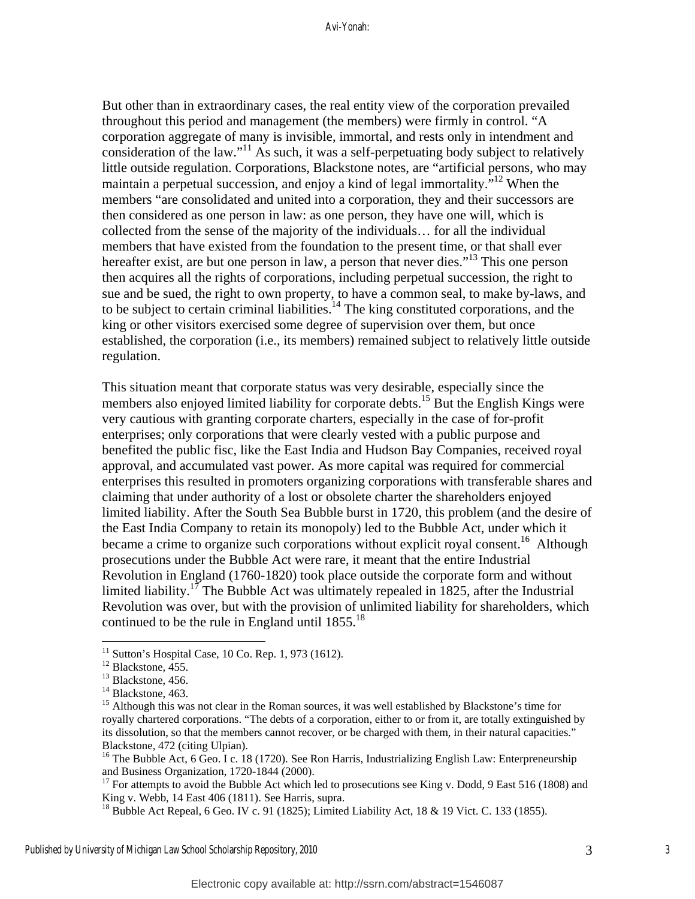But other than in extraordinary cases, the real entity view of the corporation prevailed throughout this period and management (the members) were firmly in control. "A corporation aggregate of many is invisible, immortal, and rests only in intendment and consideration of the law."[11] As such, it was a self-perpetuating body subject to relatively little outside regulation. Corporations, Blackstone notes, are "artificial persons, who may maintain a perpetual succession, and enjoy a kind of legal immortality."[12] When the members "are consolidated and united into a corporation, they and their successors are then considered as one person in law: as one person, they have one will, which is collected from the sense of the majority of the individuals… for all the individual members that have existed from the foundation to the present time, or that shall ever hereafter exist, are but one person in law, a person that never dies."[13] This one person then acquires all the rights of corporations, including perpetual succession, the right to sue and be sued, the right to own property, to have a common seal, to make by-laws, and to be subject to certain criminal liabilities.[14] The king constituted corporations, and the king or other visitors exercised some degree of supervision over them, but once established, the corporation (i.e., its members) remained subject to relatively little outside regulation.

This situation meant that corporate status was very desirable, especially since the members also enjoyed limited liability for corporate debts.[15] But the English Kings were very cautious with granting corporate charters, especially in the case of for-profit enterprises; only corporations that were clearly vested with a public purpose and benefited the public fisc, like the East India and Hudson Bay Companies, received royal approval, and accumulated vast power. As more capital was required for commercial enterprises this resulted in promoters organizing corporations with transferable shares and claiming that under authority of a lost or obsolete charter the shareholders enjoyed limited liability. After the South Sea Bubble burst in 1720, this problem (and the desire of the East India Company to retain its monopoly) led to the Bubble Act, under which it became a crime to organize such corporations without explicit royal consent.[16] Although prosecutions under the Bubble Act were rare, it meant that the entire Industrial Revolution in England (1760-1820) took place outside the corporate form and without limited liability.[17] The Bubble Act was ultimately repealed in 1825, after the Industrial Revolution was over, but with the provision of unlimited liability for shareholders, which continued to be the rule in England until 1855.[18]

---

[11] Sutton's Hospital Case, 10 Co. Rep. 1, 973 (1612).

[12] Blackstone, 455.

[13] Blackstone, 456.

[14] Blackstone, 463.

[15] Although this was not clear in the Roman sources, it was well established by Blackstone's time for royally chartered corporations. "The debts of a corporation, either to or from it, are totally extinguished by its dissolution, so that the members cannot recover, or be charged with them, in their natural capacities." Blackstone, 472 (citing Ulpian).

[16] The Bubble Act, 6 Geo. I c. 18 (1720). See Ron Harris, Industrializing English Law: Enterpreneurship and Business Organization, 1720-1844 (2000).

[17] For attempts to avoid the Bubble Act which led to prosecutions see King v. Dodd, 9 East 516 (1808) and King v. Webb, 14 East 406 (1811). See Harris, supra.

[18] Bubble Act Repeal, 6 Geo. IV c. 91 (1825); Limited Liability Act, 18 & 19 Vict. C. 133 (1855).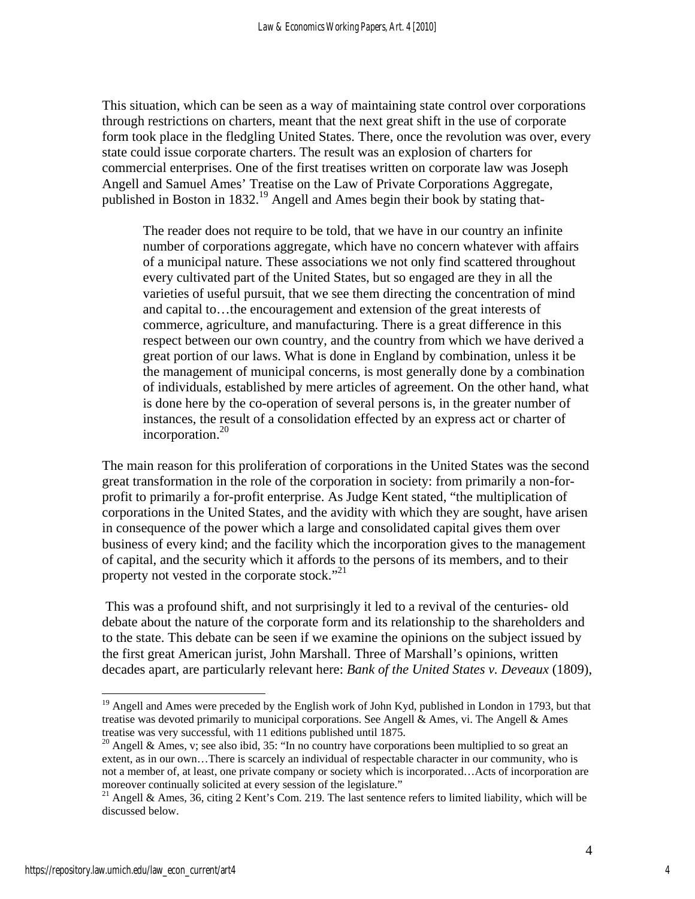This situation, which can be seen as a way of maintaining state control over corporations through restrictions on charters, meant that the next great shift in the use of corporate form took place in the fledgling United States. There, once the revolution was over, every state could issue corporate charters. The result was an explosion of charters for commercial enterprises. One of the first treatises written on corporate law was Joseph Angell and Samuel Ames' Treatise on the Law of Private Corporations Aggregate, published in Boston in 1832.[19] Angell and Ames begin their book by stating that-

> The reader does not require to be told, that we have in our country an infinite number of corporations aggregate, which have no concern whatever with affairs of a municipal nature. These associations we not only find scattered throughout every cultivated part of the United States, but so engaged are they in all the varieties of useful pursuit, that we see them directing the concentration of mind and capital to…the encouragement and extension of the great interests of commerce, agriculture, and manufacturing. There is a great difference in this respect between our own country, and the country from which we have derived a great portion of our laws. What is done in England by combination, unless it be the management of municipal concerns, is most generally done by a combination of individuals, established by mere articles of agreement. On the other hand, what is done here by the co-operation of several persons is, in the greater number of instances, the result of a consolidation effected by an express act or charter of incorporation.[20]

The main reason for this proliferation of corporations in the United States was the second great transformation in the role of the corporation in society: from primarily a non-for-profit to primarily a for-profit enterprise. As Judge Kent stated, "the multiplication of corporations in the United States, and the avidity with which they are sought, have arisen in consequence of the power which a large and consolidated capital gives them over business of every kind; and the facility which the incorporation gives to the management of capital, and the security which it affords to the persons of its members, and to their property not vested in the corporate stock."[21]

This was a profound shift, and not surprisingly it led to a revival of the centuries- old debate about the nature of the corporate form and its relationship to the shareholders and to the state. This debate can be seen if we examine the opinions on the subject issued by the first great American jurist, John Marshall. Three of Marshall's opinions, written decades apart, are particularly relevant here: *Bank of the United States v. Deveaux* (1809),

[19] Angell and Ames were preceded by the English work of John Kyd, published in London in 1793, but that treatise was devoted primarily to municipal corporations. See Angell & Ames, vi. The Angell & Ames treatise was very successful, with 11 editions published until 1875.

[20] Angell & Ames, v; see also ibid, 35: "In no country have corporations been multiplied to so great an extent, as in our own…There is scarcely an individual of respectable character in our community, who is not a member of, at least, one private company or society which is incorporated…Acts of incorporation are moreover continually solicited at every session of the legislature."

[21] Angell & Ames, 36, citing 2 Kent's Com. 219. The last sentence refers to limited liability, which will be discussed below.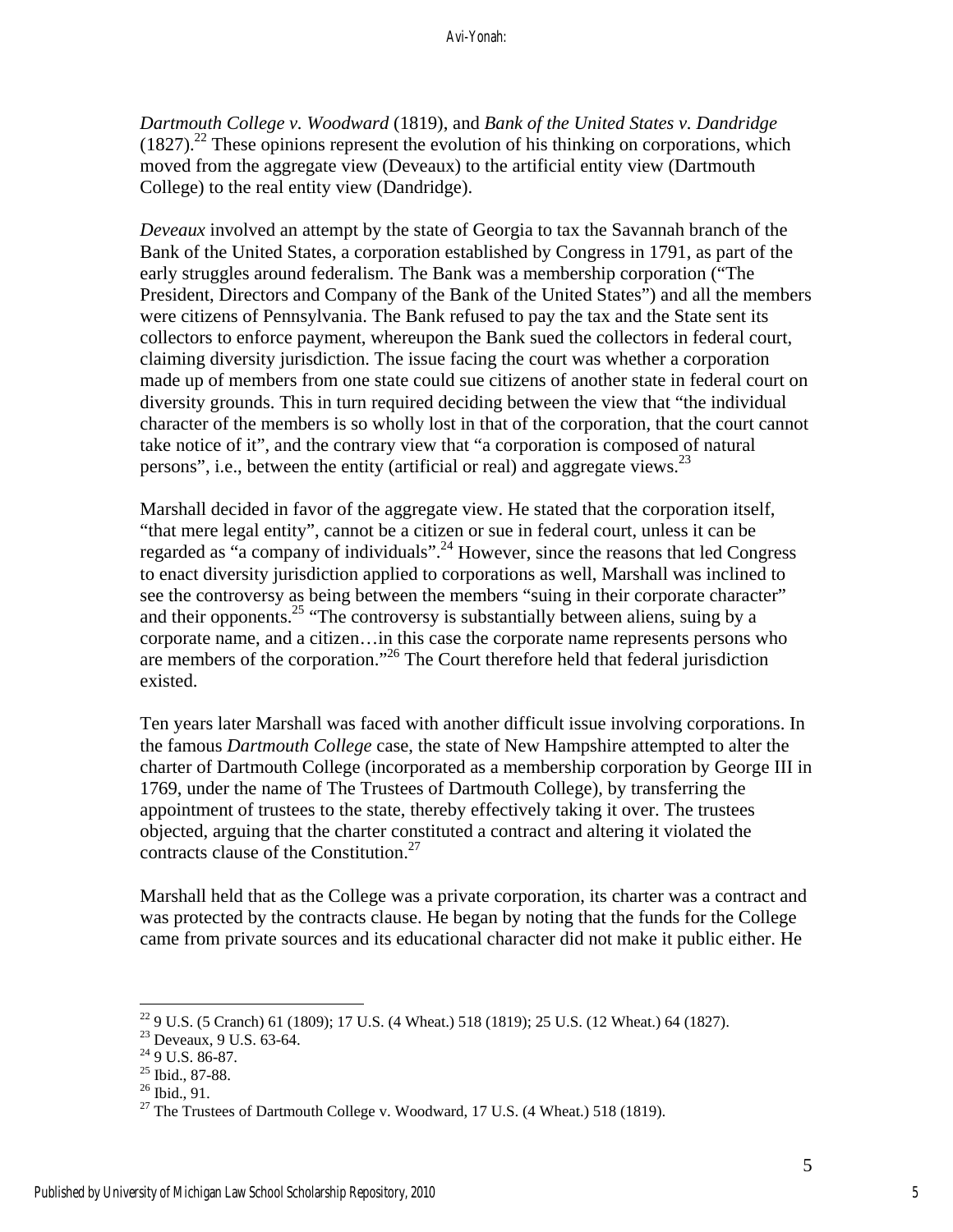*Dartmouth College v. Woodward* (1819), and *Bank of the United States v. Dandridge* (1827).[22] These opinions represent the evolution of his thinking on corporations, which moved from the aggregate view (Deveaux) to the artificial entity view (Dartmouth College) to the real entity view (Dandridge).

*Deveaux* involved an attempt by the state of Georgia to tax the Savannah branch of the Bank of the United States, a corporation established by Congress in 1791, as part of the early struggles around federalism. The Bank was a membership corporation ("The President, Directors and Company of the Bank of the United States") and all the members were citizens of Pennsylvania. The Bank refused to pay the tax and the State sent its collectors to enforce payment, whereupon the Bank sued the collectors in federal court, claiming diversity jurisdiction. The issue facing the court was whether a corporation made up of members from one state could sue citizens of another state in federal court on diversity grounds. This in turn required deciding between the view that "the individual character of the members is so wholly lost in that of the corporation, that the court cannot take notice of it", and the contrary view that "a corporation is composed of natural persons", i.e., between the entity (artificial or real) and aggregate views.[23]

Marshall decided in favor of the aggregate view. He stated that the corporation itself, "that mere legal entity", cannot be a citizen or sue in federal court, unless it can be regarded as "a company of individuals".[24] However, since the reasons that led Congress to enact diversity jurisdiction applied to corporations as well, Marshall was inclined to see the controversy as being between the members "suing in their corporate character" and their opponents.[25] "The controversy is substantially between aliens, suing by a corporate name, and a citizen…in this case the corporate name represents persons who are members of the corporation."[26] The Court therefore held that federal jurisdiction existed.

Ten years later Marshall was faced with another difficult issue involving corporations. In the famous *Dartmouth College* case, the state of New Hampshire attempted to alter the charter of Dartmouth College (incorporated as a membership corporation by George III in 1769, under the name of The Trustees of Dartmouth College), by transferring the appointment of trustees to the state, thereby effectively taking it over. The trustees objected, arguing that the charter constituted a contract and altering it violated the contracts clause of the Constitution.[27]

Marshall held that as the College was a private corporation, its charter was a contract and was protected by the contracts clause. He began by noting that the funds for the College came from private sources and its educational character did not make it public either. He

---

[22] 9 U.S. (5 Cranch) 61 (1809); 17 U.S. (4 Wheat.) 518 (1819); 25 U.S. (12 Wheat.) 64 (1827).

[23] Deveaux, 9 U.S. 63-64.

[24] 9 U.S. 86-87.

[25] Ibid., 87-88.

[26] Ibid., 91.

[27] The Trustees of Dartmouth College v. Woodward, 17 U.S. (4 Wheat.) 518 (1819).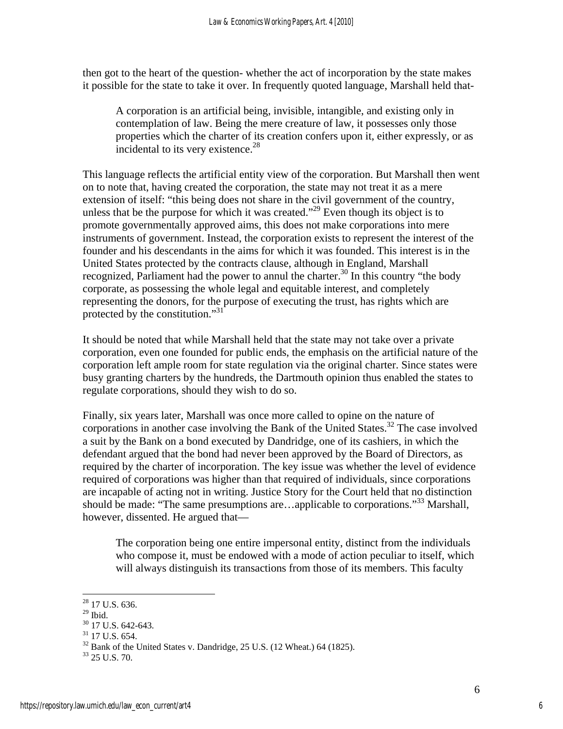then got to the heart of the question- whether the act of incorporation by the state makes it possible for the state to take it over. In frequently quoted language, Marshall held that-

> A corporation is an artificial being, invisible, intangible, and existing only in contemplation of law. Being the mere creature of law, it possesses only those properties which the charter of its creation confers upon it, either expressly, or as incidental to its very existence.[28]

This language reflects the artificial entity view of the corporation. But Marshall then went on to note that, having created the corporation, the state may not treat it as a mere extension of itself: "this being does not share in the civil government of the country, unless that be the purpose for which it was created."[29] Even though its object is to promote governmentally approved aims, this does not make corporations into mere instruments of government. Instead, the corporation exists to represent the interest of the founder and his descendants in the aims for which it was founded. This interest is in the United States protected by the contracts clause, although in England, Marshall recognized, Parliament had the power to annul the charter.[30] In this country "the body corporate, as possessing the whole legal and equitable interest, and completely representing the donors, for the purpose of executing the trust, has rights which are protected by the constitution."[31]

It should be noted that while Marshall held that the state may not take over a private corporation, even one founded for public ends, the emphasis on the artificial nature of the corporation left ample room for state regulation via the original charter. Since states were busy granting charters by the hundreds, the Dartmouth opinion thus enabled the states to regulate corporations, should they wish to do so.

Finally, six years later, Marshall was once more called to opine on the nature of corporations in another case involving the Bank of the United States.[32] The case involved a suit by the Bank on a bond executed by Dandridge, one of its cashiers, in which the defendant argued that the bond had never been approved by the Board of Directors, as required by the charter of incorporation. The key issue was whether the level of evidence required of corporations was higher than that required of individuals, since corporations are incapable of acting not in writing. Justice Story for the Court held that no distinction should be made: "The same presumptions are…applicable to corporations."[33] Marshall, however, dissented. He argued that—

> The corporation being one entire impersonal entity, distinct from the individuals who compose it, must be endowed with a mode of action peculiar to itself, which will always distinguish its transactions from those of its members. This faculty

[28] 17 U.S. 636.
[29] Ibid.
[30] 17 U.S. 642-643.
[31] 17 U.S. 654.
[32] Bank of the United States v. Dandridge, 25 U.S. (12 Wheat.) 64 (1825).
[33] 25 U.S. 70.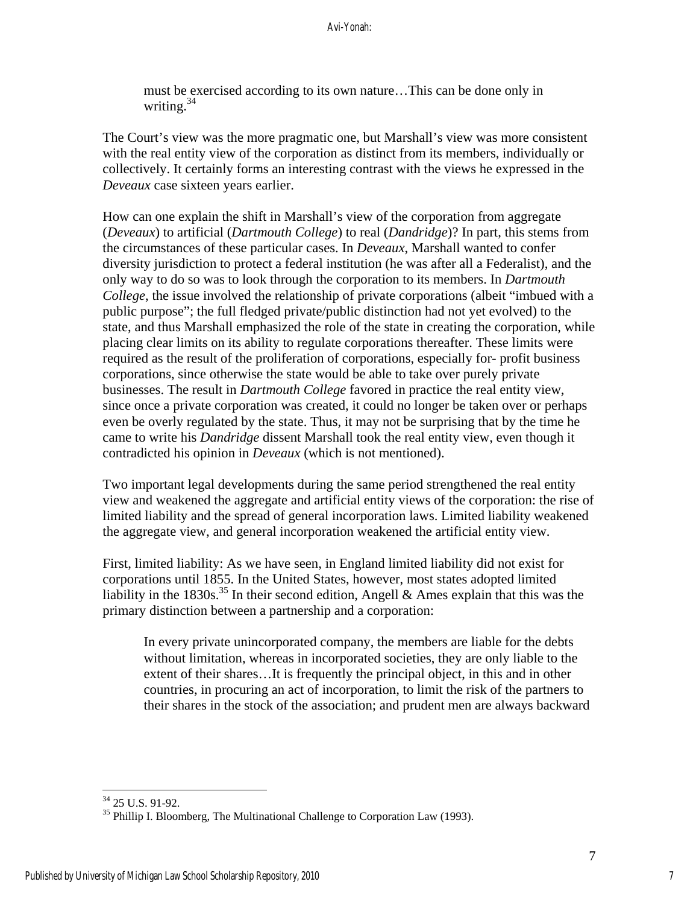> must be exercised according to its own nature…This can be done only in writing.[34]

The Court's view was the more pragmatic one, but Marshall's view was more consistent with the real entity view of the corporation as distinct from its members, individually or collectively. It certainly forms an interesting contrast with the views he expressed in the *Deveaux* case sixteen years earlier.

How can one explain the shift in Marshall's view of the corporation from aggregate (*Deveaux*) to artificial (*Dartmouth College*) to real (*Dandridge*)? In part, this stems from the circumstances of these particular cases. In *Deveaux*, Marshall wanted to confer diversity jurisdiction to protect a federal institution (he was after all a Federalist), and the only way to do so was to look through the corporation to its members. In *Dartmouth College*, the issue involved the relationship of private corporations (albeit "imbued with a public purpose"; the full fledged private/public distinction had not yet evolved) to the state, and thus Marshall emphasized the role of the state in creating the corporation, while placing clear limits on its ability to regulate corporations thereafter. These limits were required as the result of the proliferation of corporations, especially for- profit business corporations, since otherwise the state would be able to take over purely private businesses. The result in *Dartmouth College* favored in practice the real entity view, since once a private corporation was created, it could no longer be taken over or perhaps even be overly regulated by the state. Thus, it may not be surprising that by the time he came to write his *Dandridge* dissent Marshall took the real entity view, even though it contradicted his opinion in *Deveaux* (which is not mentioned).

Two important legal developments during the same period strengthened the real entity view and weakened the aggregate and artificial entity views of the corporation: the rise of limited liability and the spread of general incorporation laws. Limited liability weakened the aggregate view, and general incorporation weakened the artificial entity view.

First, limited liability: As we have seen, in England limited liability did not exist for corporations until 1855. In the United States, however, most states adopted limited liability in the 1830s.[35] In their second edition, Angell & Ames explain that this was the primary distinction between a partnership and a corporation:

> In every private unincorporated company, the members are liable for the debts without limitation, whereas in incorporated societies, they are only liable to the extent of their shares…It is frequently the principal object, in this and in other countries, in procuring an act of incorporation, to limit the risk of the partners to their shares in the stock of the association; and prudent men are always backward

---

[34] 25 U.S. 91-92.

[35] Phillip I. Bloomberg, The Multinational Challenge to Corporation Law (1993).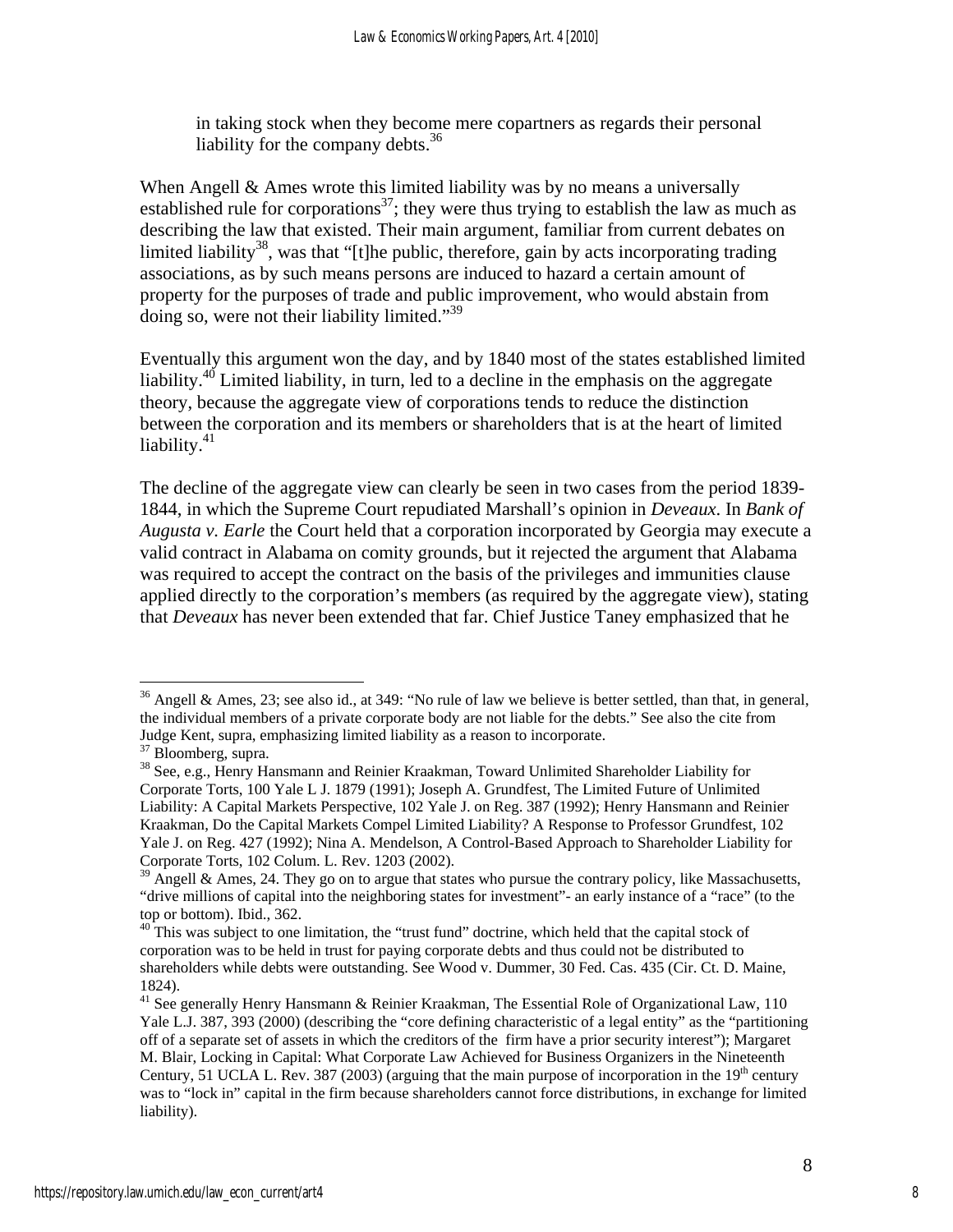in taking stock when they become mere copartners as regards their personal liability for the company debts.[36]

When Angell & Ames wrote this limited liability was by no means a universally established rule for corporations[37]; they were thus trying to establish the law as much as describing the law that existed. Their main argument, familiar from current debates on limited liability[38], was that "[t]he public, therefore, gain by acts incorporating trading associations, as by such means persons are induced to hazard a certain amount of property for the purposes of trade and public improvement, who would abstain from doing so, were not their liability limited."[39]

Eventually this argument won the day, and by 1840 most of the states established limited liability.[40] Limited liability, in turn, led to a decline in the emphasis on the aggregate theory, because the aggregate view of corporations tends to reduce the distinction between the corporation and its members or shareholders that is at the heart of limited liability.[41]

The decline of the aggregate view can clearly be seen in two cases from the period 1839-1844, in which the Supreme Court repudiated Marshall's opinion in *Deveaux*. In *Bank of Augusta v. Earle* the Court held that a corporation incorporated by Georgia may execute a valid contract in Alabama on comity grounds, but it rejected the argument that Alabama was required to accept the contract on the basis of the privileges and immunities clause applied directly to the corporation's members (as required by the aggregate view), stating that *Deveaux* has never been extended that far. Chief Justice Taney emphasized that he

---

[36] Angell & Ames, 23; see also id., at 349: "No rule of law we believe is better settled, than that, in general, the individual members of a private corporate body are not liable for the debts." See also the cite from Judge Kent, supra, emphasizing limited liability as a reason to incorporate.

[37] Bloomberg, supra.

[38] See, e.g., Henry Hansmann and Reinier Kraakman, Toward Unlimited Shareholder Liability for Corporate Torts, 100 Yale L J. 1879 (1991); Joseph A. Grundfest, The Limited Future of Unlimited Liability: A Capital Markets Perspective, 102 Yale J. on Reg. 387 (1992); Henry Hansmann and Reinier Kraakman, Do the Capital Markets Compel Limited Liability? A Response to Professor Grundfest, 102 Yale J. on Reg. 427 (1992); Nina A. Mendelson, A Control-Based Approach to Shareholder Liability for Corporate Torts, 102 Colum. L. Rev. 1203 (2002).

[39] Angell & Ames, 24. They go on to argue that states who pursue the contrary policy, like Massachusetts, "drive millions of capital into the neighboring states for investment"- an early instance of a "race" (to the top or bottom). Ibid., 362.

[40] This was subject to one limitation, the "trust fund" doctrine, which held that the capital stock of corporation was to be held in trust for paying corporate debts and thus could not be distributed to shareholders while debts were outstanding. See Wood v. Dummer, 30 Fed. Cas. 435 (Cir. Ct. D. Maine, 1824).

[41] See generally Henry Hansmann & Reinier Kraakman, The Essential Role of Organizational Law, 110 Yale L.J. 387, 393 (2000) (describing the "core defining characteristic of a legal entity" as the "partitioning off of a separate set of assets in which the creditors of the firm have a prior security interest"); Margaret M. Blair, Locking in Capital: What Corporate Law Achieved for Business Organizers in the Nineteenth Century, 51 UCLA L. Rev. 387 (2003) (arguing that the main purpose of incorporation in the 19th century was to "lock in" capital in the firm because shareholders cannot force distributions, in exchange for limited liability).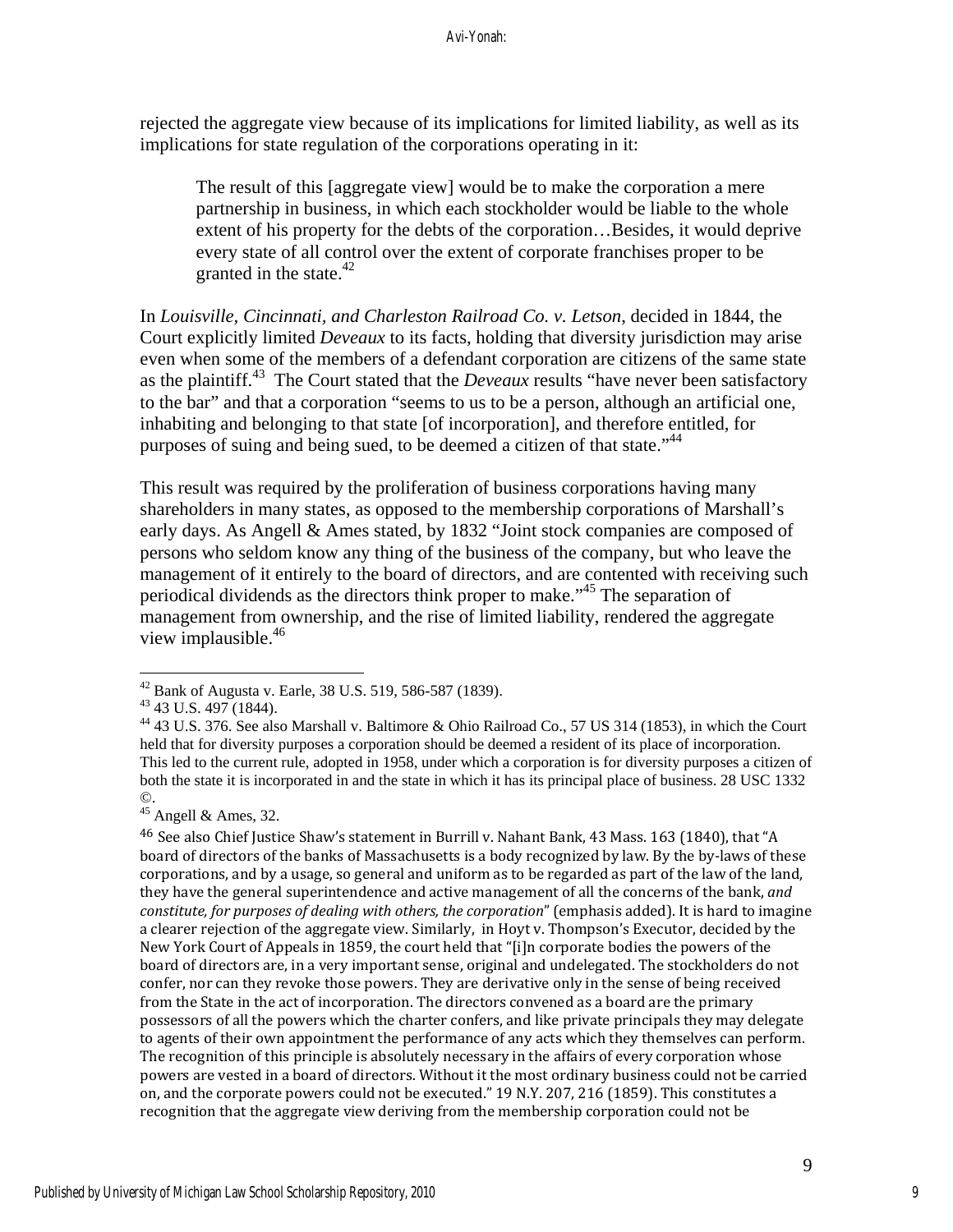rejected the aggregate view because of its implications for limited liability, as well as its implications for state regulation of the corporations operating in it:

> The result of this [aggregate view] would be to make the corporation a mere partnership in business, in which each stockholder would be liable to the whole extent of his property for the debts of the corporation…Besides, it would deprive every state of all control over the extent of corporate franchises proper to be granted in the state.[42]

In *Louisville, Cincinnati, and Charleston Railroad Co. v. Letson*, decided in 1844, the Court explicitly limited *Deveaux* to its facts, holding that diversity jurisdiction may arise even when some of the members of a defendant corporation are citizens of the same state as the plaintiff.[43] The Court stated that the *Deveaux* results "have never been satisfactory to the bar" and that a corporation "seems to us to be a person, although an artificial one, inhabiting and belonging to that state [of incorporation], and therefore entitled, for purposes of suing and being sued, to be deemed a citizen of that state."[44]

This result was required by the proliferation of business corporations having many shareholders in many states, as opposed to the membership corporations of Marshall's early days. As Angell & Ames stated, by 1832 "Joint stock companies are composed of persons who seldom know any thing of the business of the company, but who leave the management of it entirely to the board of directors, and are contented with receiving such periodical dividends as the directors think proper to make."[45] The separation of management from ownership, and the rise of limited liability, rendered the aggregate view implausible.[46]

---

[42] Bank of Augusta v. Earle, 38 U.S. 519, 586-587 (1839).

[43] 43 U.S. 497 (1844).

[44] 43 U.S. 376. See also Marshall v. Baltimore & Ohio Railroad Co., 57 US 314 (1853), in which the Court held that for diversity purposes a corporation should be deemed a resident of its place of incorporation. This led to the current rule, adopted in 1958, under which a corporation is for diversity purposes a citizen of both the state it is incorporated in and the state in which it has its principal place of business. 28 USC 1332 ©.

[45] Angell & Ames, 32.

[46] See also Chief Justice Shaw's statement in Burrill v. Nahant Bank, 43 Mass. 163 (1840), that "A board of directors of the banks of Massachusetts is a body recognized by law. By the by-laws of these corporations, and by a usage, so general and uniform as to be regarded as part of the law of the land, they have the general superintendence and active management of all the concerns of the bank, *and constitute, for purposes of dealing with others, the corporation*" (emphasis added). It is hard to imagine a clearer rejection of the aggregate view. Similarly, in Hoyt v. Thompson's Executor, decided by the New York Court of Appeals in 1859, the court held that "[i]n corporate bodies the powers of the board of directors are, in a very important sense, original and undelegated. The stockholders do not confer, nor can they revoke those powers. They are derivative only in the sense of being received from the State in the act of incorporation. The directors convened as a board are the primary possessors of all the powers which the charter confers, and like private principals they may delegate to agents of their own appointment the performance of any acts which they themselves can perform. The recognition of this principle is absolutely necessary in the affairs of every corporation whose powers are vested in a board of directors. Without it the most ordinary business could not be carried on, and the corporate powers could not be executed." 19 N.Y. 207, 216 (1859). This constitutes a recognition that the aggregate view deriving from the membership corporation could not be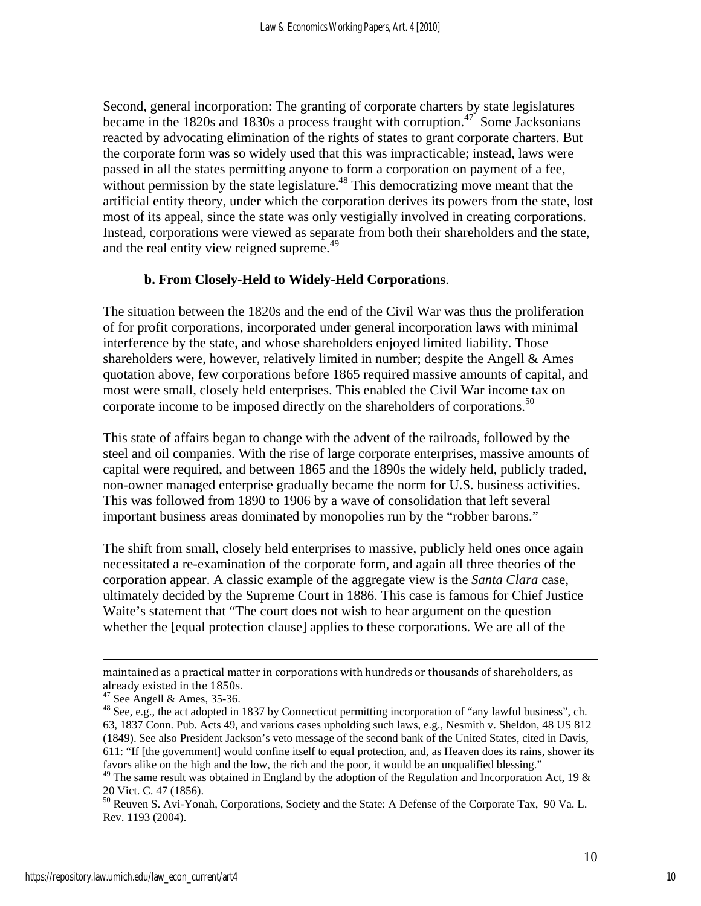Second, general incorporation: The granting of corporate charters by state legislatures became in the 1820s and 1830s a process fraught with corruption.[47] Some Jacksonians reacted by advocating elimination of the rights of states to grant corporate charters. But the corporate form was so widely used that this was impracticable; instead, laws were passed in all the states permitting anyone to form a corporation on payment of a fee, without permission by the state legislature.[48] This democratizing move meant that the artificial entity theory, under which the corporation derives its powers from the state, lost most of its appeal, since the state was only vestigially involved in creating corporations. Instead, corporations were viewed as separate from both their shareholders and the state, and the real entity view reigned supreme.[49]

**b. From Closely-Held to Widely-Held Corporations**.

The situation between the 1820s and the end of the Civil War was thus the proliferation of for profit corporations, incorporated under general incorporation laws with minimal interference by the state, and whose shareholders enjoyed limited liability. Those shareholders were, however, relatively limited in number; despite the Angell & Ames quotation above, few corporations before 1865 required massive amounts of capital, and most were small, closely held enterprises. This enabled the Civil War income tax on corporate income to be imposed directly on the shareholders of corporations.[50]

This state of affairs began to change with the advent of the railroads, followed by the steel and oil companies. With the rise of large corporate enterprises, massive amounts of capital were required, and between 1865 and the 1890s the widely held, publicly traded, non-owner managed enterprise gradually became the norm for U.S. business activities. This was followed from 1890 to 1906 by a wave of consolidation that left several important business areas dominated by monopolies run by the "robber barons."

The shift from small, closely held enterprises to massive, publicly held ones once again necessitated a re-examination of the corporate form, and again all three theories of the corporation appear. A classic example of the aggregate view is the *Santa Clara* case, ultimately decided by the Supreme Court in 1886. This case is famous for Chief Justice Waite's statement that "The court does not wish to hear argument on the question whether the [equal protection clause] applies to these corporations. We are all of the

---

maintained as a practical matter in corporations with hundreds or thousands of shareholders, as already existed in the 1850s.

[47] See Angell & Ames, 35-36.

[48] See, e.g., the act adopted in 1837 by Connecticut permitting incorporation of "any lawful business", ch. 63, 1837 Conn. Pub. Acts 49, and various cases upholding such laws, e.g., Nesmith v. Sheldon, 48 US 812 (1849). See also President Jackson's veto message of the second bank of the United States, cited in Davis, 611: "If [the government] would confine itself to equal protection, and, as Heaven does its rains, shower its favors alike on the high and the low, the rich and the poor, it would be an unqualified blessing."

[49] The same result was obtained in England by the adoption of the Regulation and Incorporation Act, 19 & 20 Vict. C. 47 (1856).

[50] Reuven S. Avi-Yonah, Corporations, Society and the State: A Defense of the Corporate Tax, 90 Va. L. Rev. 1193 (2004).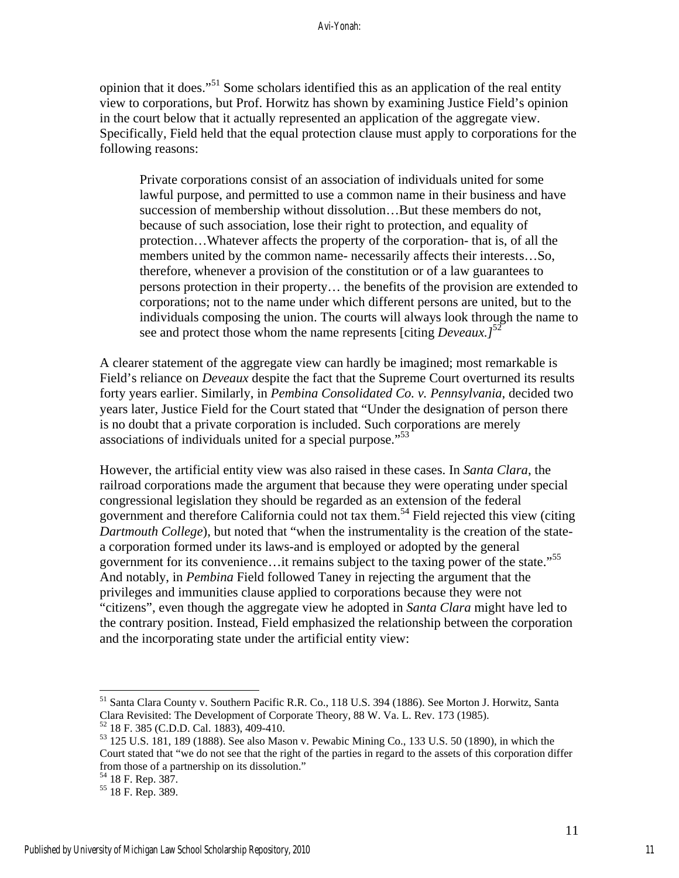opinion that it does."[51] Some scholars identified this as an application of the real entity view to corporations, but Prof. Horwitz has shown by examining Justice Field's opinion in the court below that it actually represented an application of the aggregate view. Specifically, Field held that the equal protection clause must apply to corporations for the following reasons:

> Private corporations consist of an association of individuals united for some lawful purpose, and permitted to use a common name in their business and have succession of membership without dissolution…But these members do not, because of such association, lose their right to protection, and equality of protection…Whatever affects the property of the corporation- that is, of all the members united by the common name- necessarily affects their interests…So, therefore, whenever a provision of the constitution or of a law guarantees to persons protection in their property… the benefits of the provision are extended to corporations; not to the name under which different persons are united, but to the individuals composing the union. The courts will always look through the name to see and protect those whom the name represents [citing *Deveaux.]*[52]

A clearer statement of the aggregate view can hardly be imagined; most remarkable is Field's reliance on *Deveaux* despite the fact that the Supreme Court overturned its results forty years earlier. Similarly, in *Pembina Consolidated Co. v. Pennsylvania*, decided two years later, Justice Field for the Court stated that "Under the designation of person there is no doubt that a private corporation is included. Such corporations are merely associations of individuals united for a special purpose."[53]

However, the artificial entity view was also raised in these cases. In *Santa Clara*, the railroad corporations made the argument that because they were operating under special congressional legislation they should be regarded as an extension of the federal government and therefore California could not tax them.[54] Field rejected this view (citing *Dartmouth College*), but noted that "when the instrumentality is the creation of the state- a corporation formed under its laws-and is employed or adopted by the general government for its convenience…it remains subject to the taxing power of the state."[55] And notably, in *Pembina* Field followed Taney in rejecting the argument that the privileges and immunities clause applied to corporations because they were not "citizens", even though the aggregate view he adopted in *Santa Clara* might have led to the contrary position. Instead, Field emphasized the relationship between the corporation and the incorporating state under the artificial entity view:

---

[51] Santa Clara County v. Southern Pacific R.R. Co., 118 U.S. 394 (1886). See Morton J. Horwitz, Santa Clara Revisited: The Development of Corporate Theory, 88 W. Va. L. Rev. 173 (1985).

[52] 18 F. 385 (C.D.D. Cal. 1883), 409-410.

[53] 125 U.S. 181, 189 (1888). See also Mason v. Pewabic Mining Co., 133 U.S. 50 (1890), in which the Court stated that "we do not see that the right of the parties in regard to the assets of this corporation differ from those of a partnership on its dissolution."

[54] 18 F. Rep. 387.

[55] 18 F. Rep. 389.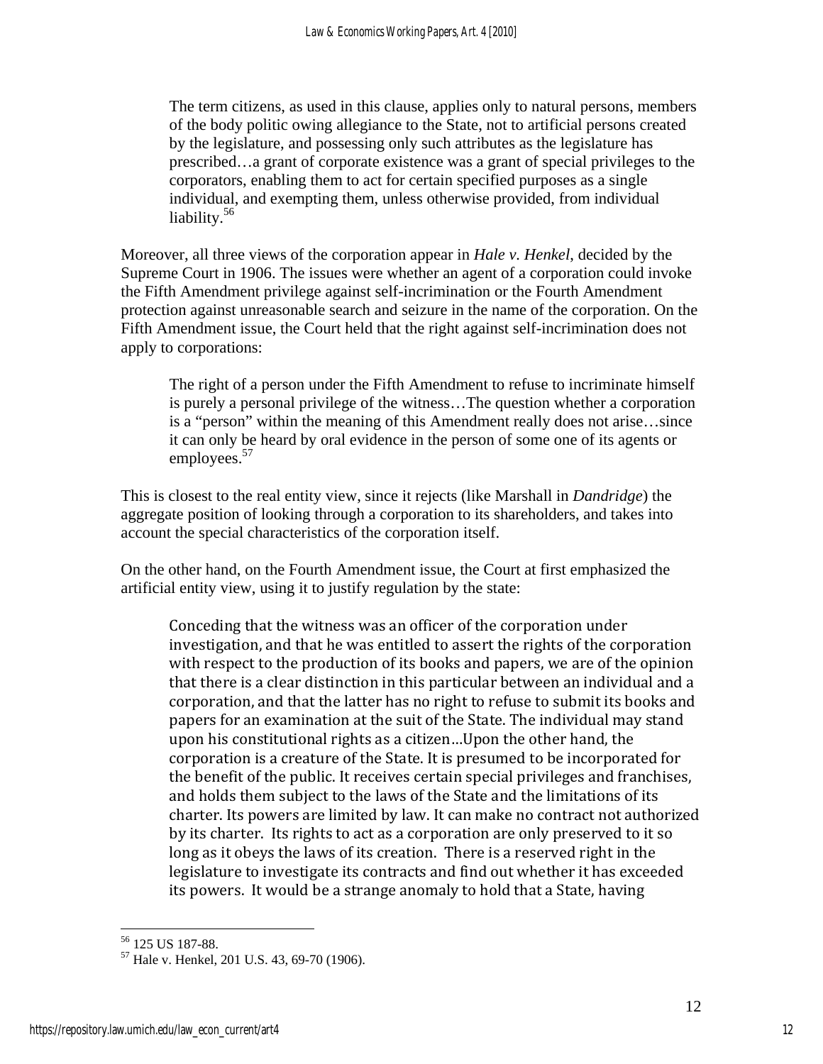> The term citizens, as used in this clause, applies only to natural persons, members of the body politic owing allegiance to the State, not to artificial persons created by the legislature, and possessing only such attributes as the legislature has prescribed…a grant of corporate existence was a grant of special privileges to the corporators, enabling them to act for certain specified purposes as a single individual, and exempting them, unless otherwise provided, from individual liability.[56]

Moreover, all three views of the corporation appear in *Hale v. Henkel*, decided by the Supreme Court in 1906. The issues were whether an agent of a corporation could invoke the Fifth Amendment privilege against self-incrimination or the Fourth Amendment protection against unreasonable search and seizure in the name of the corporation. On the Fifth Amendment issue, the Court held that the right against self-incrimination does not apply to corporations:

> The right of a person under the Fifth Amendment to refuse to incriminate himself is purely a personal privilege of the witness…The question whether a corporation is a "person" within the meaning of this Amendment really does not arise…since it can only be heard by oral evidence in the person of some one of its agents or employees.[57]

This is closest to the real entity view, since it rejects (like Marshall in *Dandridge*) the aggregate position of looking through a corporation to its shareholders, and takes into account the special characteristics of the corporation itself.

On the other hand, on the Fourth Amendment issue, the Court at first emphasized the artificial entity view, using it to justify regulation by the state:

> Conceding that the witness was an officer of the corporation under investigation, and that he was entitled to assert the rights of the corporation with respect to the production of its books and papers, we are of the opinion that there is a clear distinction in this particular between an individual and a corporation, and that the latter has no right to refuse to submit its books and papers for an examination at the suit of the State. The individual may stand upon his constitutional rights as a citizen…Upon the other hand, the corporation is a creature of the State. It is presumed to be incorporated for the benefit of the public. It receives certain special privileges and franchises, and holds them subject to the laws of the State and the limitations of its charter. Its powers are limited by law. It can make no contract not authorized by its charter. Its rights to act as a corporation are only preserved to it so long as it obeys the laws of its creation. There is a reserved right in the legislature to investigate its contracts and find out whether it has exceeded its powers. It would be a strange anomaly to hold that a State, having

[56] 125 US 187-88.

[57] Hale v. Henkel, 201 U.S. 43, 69-70 (1906).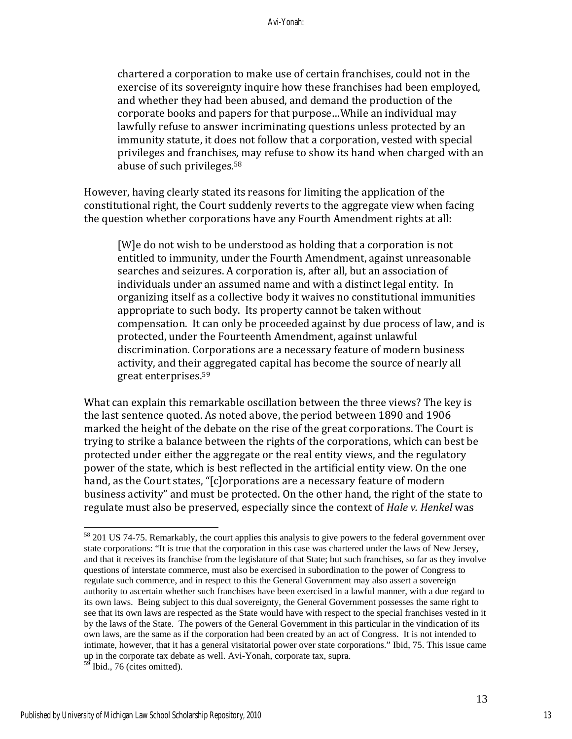> chartered a corporation to make use of certain franchises, could not in the exercise of its sovereignty inquire how these franchises had been employed, and whether they had been abused, and demand the production of the corporate books and papers for that purpose…While an individual may lawfully refuse to answer incriminating questions unless protected by an immunity statute, it does not follow that a corporation, vested with special privileges and franchises, may refuse to show its hand when charged with an abuse of such privileges.[58]

However, having clearly stated its reasons for limiting the application of the constitutional right, the Court suddenly reverts to the aggregate view when facing the question whether corporations have any Fourth Amendment rights at all:

> [W]e do not wish to be understood as holding that a corporation is not entitled to immunity, under the Fourth Amendment, against unreasonable searches and seizures. A corporation is, after all, but an association of individuals under an assumed name and with a distinct legal entity. In organizing itself as a collective body it waives no constitutional immunities appropriate to such body. Its property cannot be taken without compensation. It can only be proceeded against by due process of law, and is protected, under the Fourteenth Amendment, against unlawful discrimination. Corporations are a necessary feature of modern business activity, and their aggregated capital has become the source of nearly all great enterprises.[59]

What can explain this remarkable oscillation between the three views? The key is the last sentence quoted. As noted above, the period between 1890 and 1906 marked the height of the debate on the rise of the great corporations. The Court is trying to strike a balance between the rights of the corporations, which can best be protected under either the aggregate or the real entity views, and the regulatory power of the state, which is best reflected in the artificial entity view. On the one hand, as the Court states, "[c]orporations are a necessary feature of modern business activity" and must be protected. On the other hand, the right of the state to regulate must also be preserved, especially since the context of *Hale v. Henkel* was

---

[58] 201 US 74-75. Remarkably, the court applies this analysis to give powers to the federal government over state corporations: "It is true that the corporation in this case was chartered under the laws of New Jersey, and that it receives its franchise from the legislature of that State; but such franchises, so far as they involve questions of interstate commerce, must also be exercised in subordination to the power of Congress to regulate such commerce, and in respect to this the General Government may also assert a sovereign authority to ascertain whether such franchises have been exercised in a lawful manner, with a due regard to its own laws. Being subject to this dual sovereignty, the General Government possesses the same right to see that its own laws are respected as the State would have with respect to the special franchises vested in it by the laws of the State. The powers of the General Government in this particular in the vindication of its own laws, are the same as if the corporation had been created by an act of Congress. It is not intended to intimate, however, that it has a general visitatorial power over state corporations." Ibid, 75. This issue came up in the corporate tax debate as well. Avi-Yonah, corporate tax, supra.

[59] Ibid., 76 (cites omitted).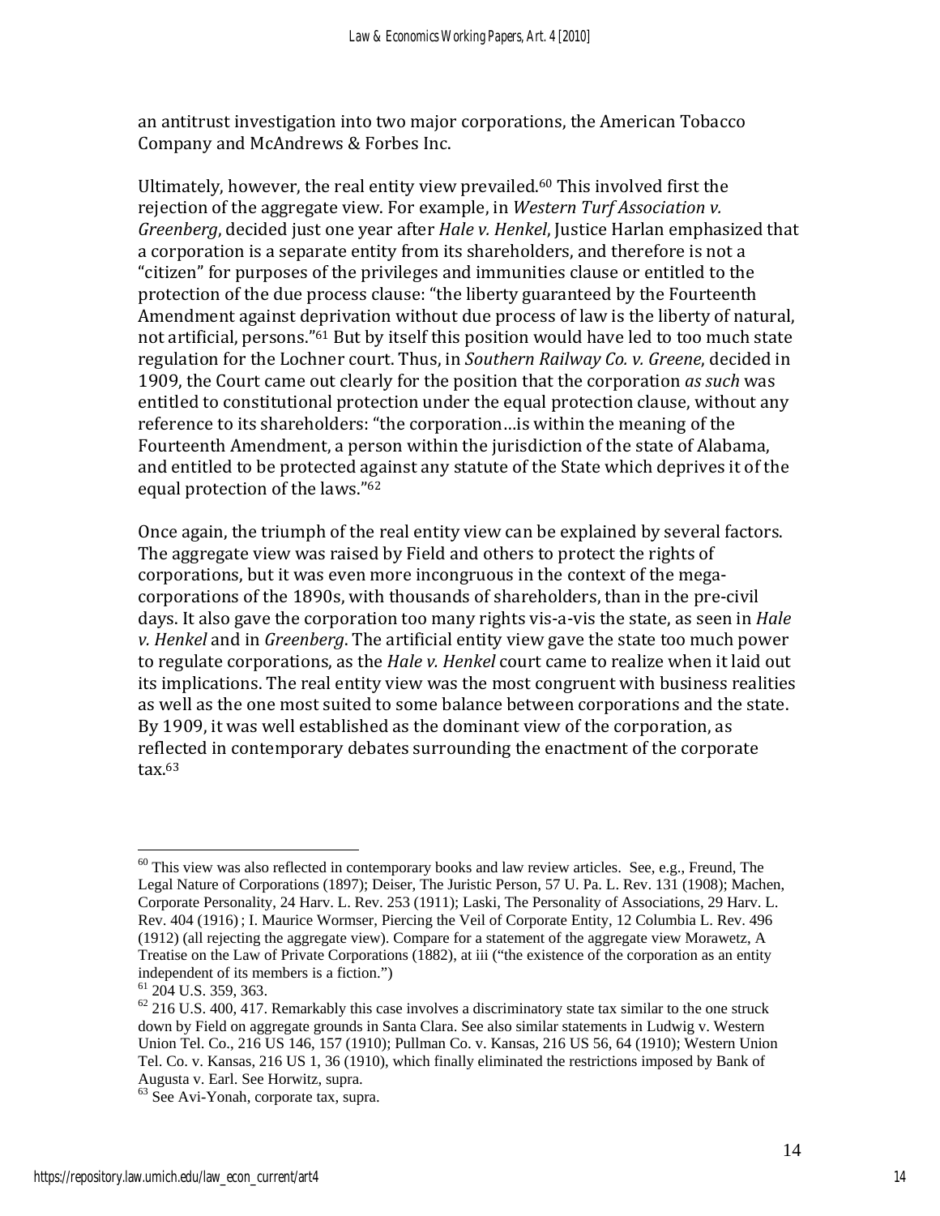an antitrust investigation into two major corporations, the American Tobacco Company and McAndrews & Forbes Inc.

Ultimately, however, the real entity view prevailed.[60] This involved first the rejection of the aggregate view. For example, in *Western Turf Association v. Greenberg*, decided just one year after *Hale v. Henkel*, Justice Harlan emphasized that a corporation is a separate entity from its shareholders, and therefore is not a "citizen" for purposes of the privileges and immunities clause or entitled to the protection of the due process clause: "the liberty guaranteed by the Fourteenth Amendment against deprivation without due process of law is the liberty of natural, not artificial, persons."[61] But by itself this position would have led to too much state regulation for the Lochner court. Thus, in *Southern Railway Co. v. Greene*, decided in 1909, the Court came out clearly for the position that the corporation *as such* was entitled to constitutional protection under the equal protection clause, without any reference to its shareholders: "the corporation…is within the meaning of the Fourteenth Amendment, a person within the jurisdiction of the state of Alabama, and entitled to be protected against any statute of the State which deprives it of the equal protection of the laws."[62]

Once again, the triumph of the real entity view can be explained by several factors. The aggregate view was raised by Field and others to protect the rights of corporations, but it was even more incongruous in the context of the mega-corporations of the 1890s, with thousands of shareholders, than in the pre-civil days. It also gave the corporation too many rights vis-a-vis the state, as seen in *Hale v. Henkel* and in *Greenberg*. The artificial entity view gave the state too much power to regulate corporations, as the *Hale v. Henkel* court came to realize when it laid out its implications. The real entity view was the most congruent with business realities as well as the one most suited to some balance between corporations and the state. By 1909, it was well established as the dominant view of the corporation, as reflected in contemporary debates surrounding the enactment of the corporate tax.[63]

---

[60] This view was also reflected in contemporary books and law review articles. See, e.g., Freund, The Legal Nature of Corporations (1897); Deiser, The Juristic Person, 57 U. Pa. L. Rev. 131 (1908); Machen, Corporate Personality, 24 Harv. L. Rev. 253 (1911); Laski, The Personality of Associations, 29 Harv. L. Rev. 404 (1916) ; I. Maurice Wormser, Piercing the Veil of Corporate Entity, 12 Columbia L. Rev. 496 (1912) (all rejecting the aggregate view). Compare for a statement of the aggregate view Morawetz, A Treatise on the Law of Private Corporations (1882), at iii ("the existence of the corporation as an entity independent of its members is a fiction.")

[61] 204 U.S. 359, 363.

[62] 216 U.S. 400, 417. Remarkably this case involves a discriminatory state tax similar to the one struck down by Field on aggregate grounds in Santa Clara. See also similar statements in Ludwig v. Western Union Tel. Co., 216 US 146, 157 (1910); Pullman Co. v. Kansas, 216 US 56, 64 (1910); Western Union Tel. Co. v. Kansas, 216 US 1, 36 (1910), which finally eliminated the restrictions imposed by Bank of Augusta v. Earl. See Horwitz, supra.

[63] See Avi-Yonah, corporate tax, supra.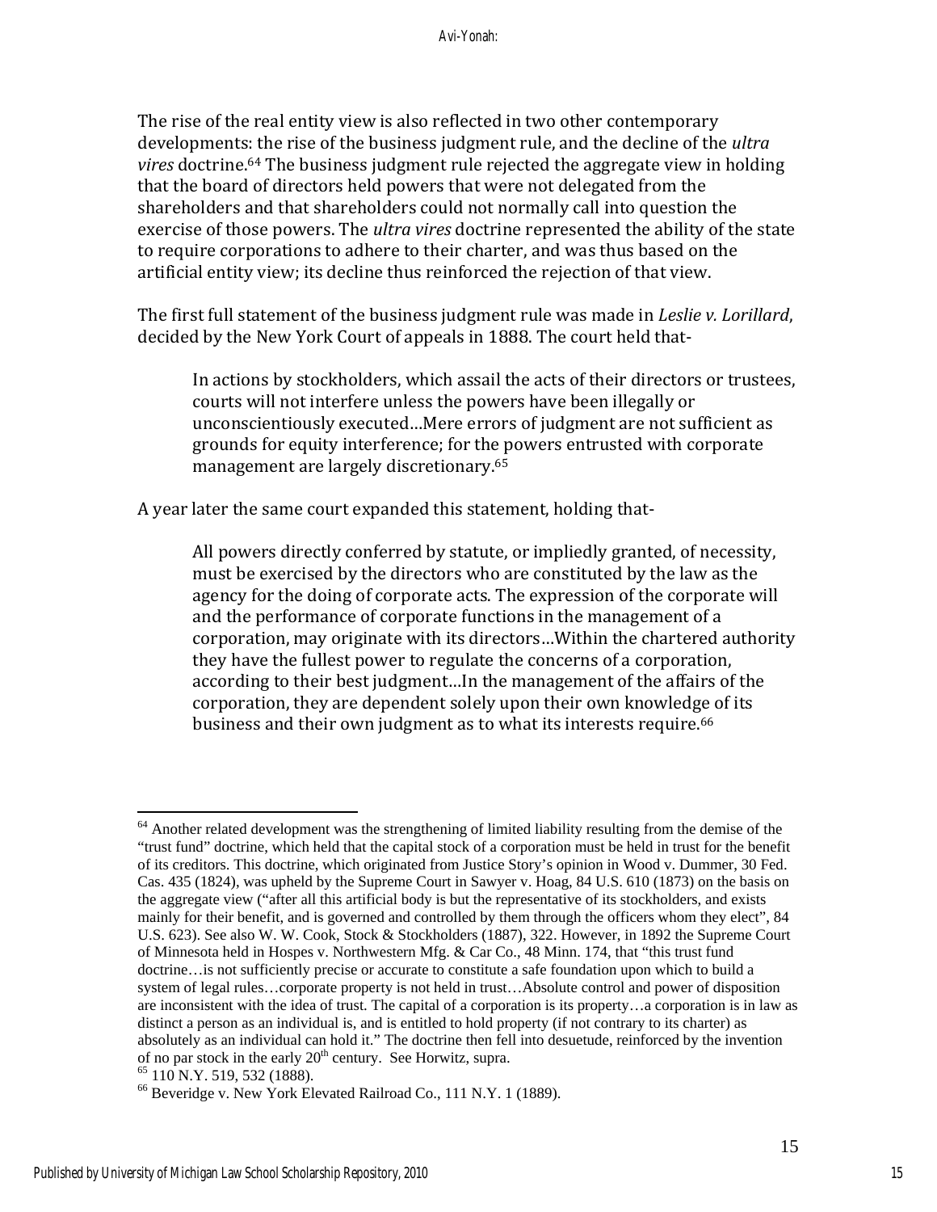The rise of the real entity view is also reflected in two other contemporary developments: the rise of the business judgment rule, and the decline of the *ultra vires* doctrine.[64] The business judgment rule rejected the aggregate view in holding that the board of directors held powers that were not delegated from the shareholders and that shareholders could not normally call into question the exercise of those powers. The *ultra vires* doctrine represented the ability of the state to require corporations to adhere to their charter, and was thus based on the artificial entity view; its decline thus reinforced the rejection of that view.

The first full statement of the business judgment rule was made in *Leslie v. Lorillard*, decided by the New York Court of appeals in 1888. The court held that-

> In actions by stockholders, which assail the acts of their directors or trustees, courts will not interfere unless the powers have been illegally or unconscientiously executed…Mere errors of judgment are not sufficient as grounds for equity interference; for the powers entrusted with corporate management are largely discretionary.[65]

A year later the same court expanded this statement, holding that-

> All powers directly conferred by statute, or impliedly granted, of necessity, must be exercised by the directors who are constituted by the law as the agency for the doing of corporate acts. The expression of the corporate will and the performance of corporate functions in the management of a corporation, may originate with its directors…Within the chartered authority they have the fullest power to regulate the concerns of a corporation, according to their best judgment…In the management of the affairs of the corporation, they are dependent solely upon their own knowledge of its business and their own judgment as to what its interests require.[66]

---

[64] Another related development was the strengthening of limited liability resulting from the demise of the "trust fund" doctrine, which held that the capital stock of a corporation must be held in trust for the benefit of its creditors. This doctrine, which originated from Justice Story's opinion in Wood v. Dummer, 30 Fed. Cas. 435 (1824), was upheld by the Supreme Court in Sawyer v. Hoag, 84 U.S. 610 (1873) on the basis on the aggregate view ("after all this artificial body is but the representative of its stockholders, and exists mainly for their benefit, and is governed and controlled by them through the officers whom they elect", 84 U.S. 623). See also W. W. Cook, Stock & Stockholders (1887), 322. However, in 1892 the Supreme Court of Minnesota held in Hospes v. Northwestern Mfg. & Car Co., 48 Minn. 174, that "this trust fund doctrine…is not sufficiently precise or accurate to constitute a safe foundation upon which to build a system of legal rules…corporate property is not held in trust…Absolute control and power of disposition are inconsistent with the idea of trust. The capital of a corporation is its property…a corporation is in law as distinct a person as an individual is, and is entitled to hold property (if not contrary to its charter) as absolutely as an individual can hold it." The doctrine then fell into desuetude, reinforced by the invention of no par stock in the early 20th century. See Horwitz, supra.

[65] 110 N.Y. 519, 532 (1888).

[66] Beveridge v. New York Elevated Railroad Co., 111 N.Y. 1 (1889).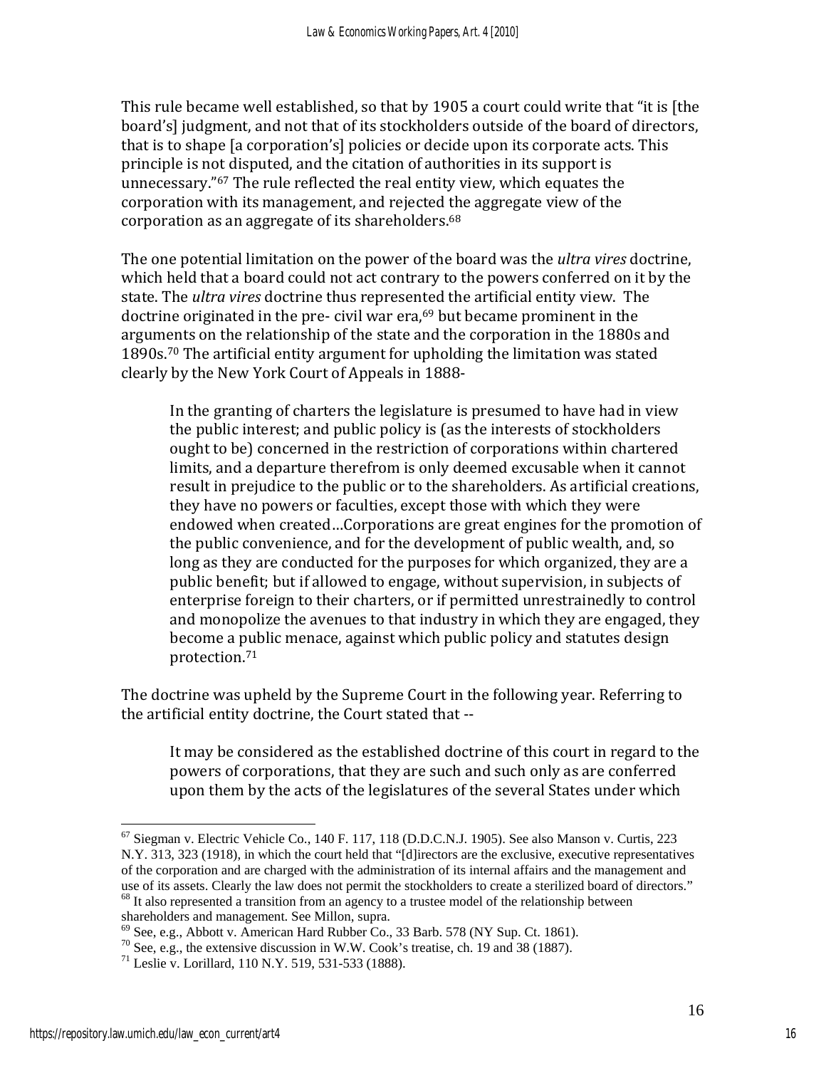This rule became well established, so that by 1905 a court could write that "it is [the board's] judgment, and not that of its stockholders outside of the board of directors, that is to shape [a corporation's] policies or decide upon its corporate acts. This principle is not disputed, and the citation of authorities in its support is unnecessary."[67] The rule reflected the real entity view, which equates the corporation with its management, and rejected the aggregate view of the corporation as an aggregate of its shareholders.[68]

The one potential limitation on the power of the board was the *ultra vires* doctrine, which held that a board could not act contrary to the powers conferred on it by the state. The *ultra vires* doctrine thus represented the artificial entity view. The doctrine originated in the pre- civil war era,[69] but became prominent in the arguments on the relationship of the state and the corporation in the 1880s and 1890s.[70] The artificial entity argument for upholding the limitation was stated clearly by the New York Court of Appeals in 1888-

> In the granting of charters the legislature is presumed to have had in view the public interest; and public policy is (as the interests of stockholders ought to be) concerned in the restriction of corporations within chartered limits, and a departure therefrom is only deemed excusable when it cannot result in prejudice to the public or to the shareholders. As artificial creations, they have no powers or faculties, except those with which they were endowed when created…Corporations are great engines for the promotion of the public convenience, and for the development of public wealth, and, so long as they are conducted for the purposes for which organized, they are a public benefit; but if allowed to engage, without supervision, in subjects of enterprise foreign to their charters, or if permitted unrestrainedly to control and monopolize the avenues to that industry in which they are engaged, they become a public menace, against which public policy and statutes design protection.[71]

The doctrine was upheld by the Supreme Court in the following year. Referring to the artificial entity doctrine, the Court stated that --

> It may be considered as the established doctrine of this court in regard to the powers of corporations, that they are such and such only as are conferred upon them by the acts of the legislatures of the several States under which

---

[67] Siegman v. Electric Vehicle Co., 140 F. 117, 118 (D.D.C.N.J. 1905). See also Manson v. Curtis, 223 N.Y. 313, 323 (1918), in which the court held that "[d]irectors are the exclusive, executive representatives of the corporation and are charged with the administration of its internal affairs and the management and use of its assets. Clearly the law does not permit the stockholders to create a sterilized board of directors."

[68] It also represented a transition from an agency to a trustee model of the relationship between shareholders and management. See Millon, supra.

[69] See, e.g., Abbott v. American Hard Rubber Co., 33 Barb. 578 (NY Sup. Ct. 1861).

[70] See, e.g., the extensive discussion in W.W. Cook's treatise, ch. 19 and 38 (1887).

[71] Leslie v. Lorillard, 110 N.Y. 519, 531-533 (1888).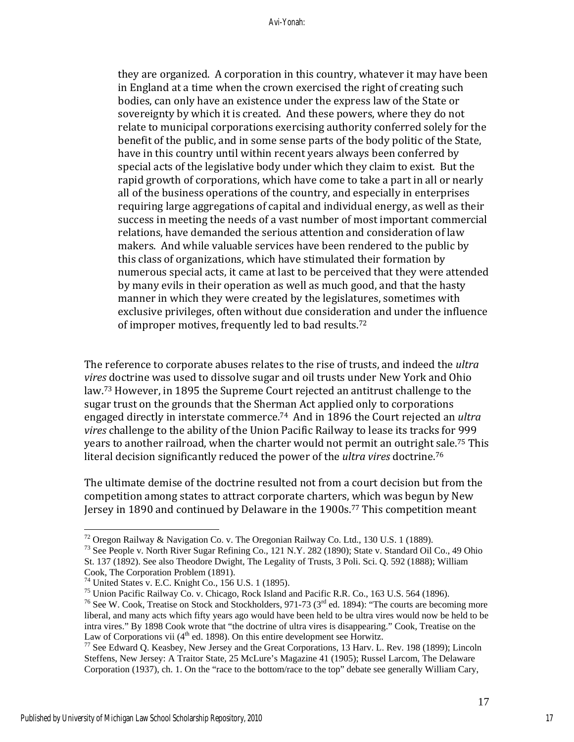> they are organized. A corporation in this country, whatever it may have been in England at a time when the crown exercised the right of creating such bodies, can only have an existence under the express law of the State or sovereignty by which it is created. And these powers, where they do not relate to municipal corporations exercising authority conferred solely for the benefit of the public, and in some sense parts of the body politic of the State, have in this country until within recent years always been conferred by special acts of the legislative body under which they claim to exist. But the rapid growth of corporations, which have come to take a part in all or nearly all of the business operations of the country, and especially in enterprises requiring large aggregations of capital and individual energy, as well as their success in meeting the needs of a vast number of most important commercial relations, have demanded the serious attention and consideration of law makers. And while valuable services have been rendered to the public by this class of organizations, which have stimulated their formation by numerous special acts, it came at last to be perceived that they were attended by many evils in their operation as well as much good, and that the hasty manner in which they were created by the legislatures, sometimes with exclusive privileges, often without due consideration and under the influence of improper motives, frequently led to bad results.[72]

The reference to corporate abuses relates to the rise of trusts, and indeed the *ultra vires* doctrine was used to dissolve sugar and oil trusts under New York and Ohio law.[73] However, in 1895 the Supreme Court rejected an antitrust challenge to the sugar trust on the grounds that the Sherman Act applied only to corporations engaged directly in interstate commerce.[74] And in 1896 the Court rejected an *ultra vires* challenge to the ability of the Union Pacific Railway to lease its tracks for 999 years to another railroad, when the charter would not permit an outright sale.[75] This literal decision significantly reduced the power of the *ultra vires* doctrine.[76]

The ultimate demise of the doctrine resulted not from a court decision but from the competition among states to attract corporate charters, which was begun by New Jersey in 1890 and continued by Delaware in the 1900s.[77] This competition meant

---

[72] Oregon Railway & Navigation Co. v. The Oregonian Railway Co. Ltd., 130 U.S. 1 (1889).

[73] See People v. North River Sugar Refining Co., 121 N.Y. 282 (1890); State v. Standard Oil Co., 49 Ohio St. 137 (1892). See also Theodore Dwight, The Legality of Trusts, 3 Poli. Sci. Q. 592 (1888); William Cook, The Corporation Problem (1891).

[74] United States v. E.C. Knight Co., 156 U.S. 1 (1895).

[75] Union Pacific Railway Co. v. Chicago, Rock Island and Pacific R.R. Co., 163 U.S. 564 (1896).

[76] See W. Cook, Treatise on Stock and Stockholders, 971-73 (3rd ed. 1894): "The courts are becoming more liberal, and many acts which fifty years ago would have been held to be ultra vires would now be held to be intra vires." By 1898 Cook wrote that "the doctrine of ultra vires is disappearing." Cook, Treatise on the Law of Corporations vii (4th ed. 1898). On this entire development see Horwitz.

[77] See Edward Q. Keasbey, New Jersey and the Great Corporations, 13 Harv. L. Rev. 198 (1899); Lincoln Steffens, New Jersey: A Traitor State, 25 McLure's Magazine 41 (1905); Russel Larcom, The Delaware Corporation (1937), ch. 1. On the "race to the bottom/race to the top" debate see generally William Cary,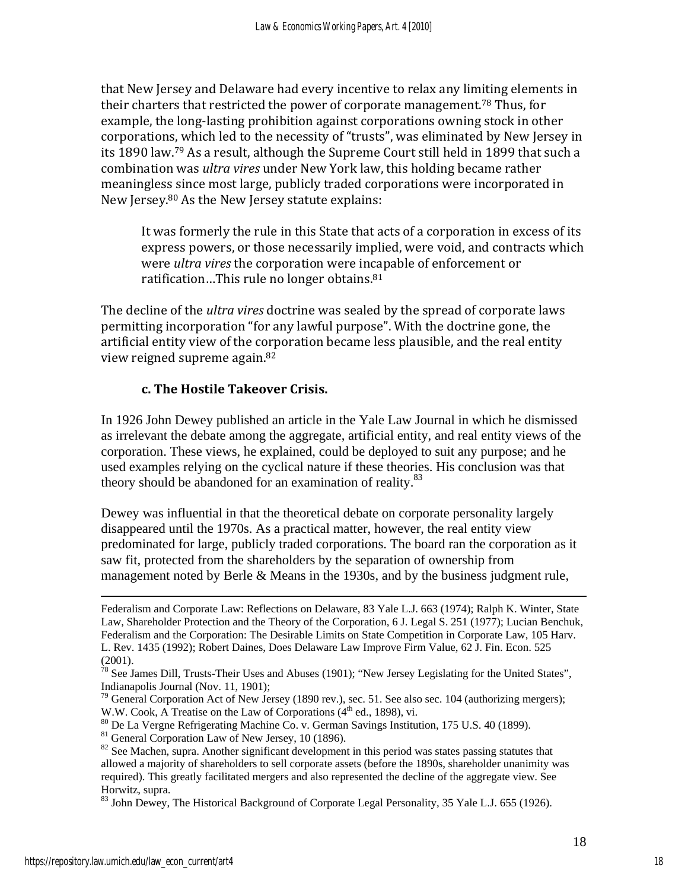that New Jersey and Delaware had every incentive to relax any limiting elements in their charters that restricted the power of corporate management.[78] Thus, for example, the long-lasting prohibition against corporations owning stock in other corporations, which led to the necessity of "trusts", was eliminated by New Jersey in its 1890 law.[79] As a result, although the Supreme Court still held in 1899 that such a combination was *ultra vires* under New York law, this holding became rather meaningless since most large, publicly traded corporations were incorporated in New Jersey.[80] As the New Jersey statute explains:

> It was formerly the rule in this State that acts of a corporation in excess of its express powers, or those necessarily implied, were void, and contracts which were *ultra vires* the corporation were incapable of enforcement or ratification…This rule no longer obtains.[81]

The decline of the *ultra vires* doctrine was sealed by the spread of corporate laws permitting incorporation "for any lawful purpose". With the doctrine gone, the artificial entity view of the corporation became less plausible, and the real entity view reigned supreme again.[82]

### c. The Hostile Takeover Crisis.

In 1926 John Dewey published an article in the Yale Law Journal in which he dismissed as irrelevant the debate among the aggregate, artificial entity, and real entity views of the corporation. These views, he explained, could be deployed to suit any purpose; and he used examples relying on the cyclical nature if these theories. His conclusion was that theory should be abandoned for an examination of reality.[83]

Dewey was influential in that the theoretical debate on corporate personality largely disappeared until the 1970s. As a practical matter, however, the real entity view predominated for large, publicly traded corporations. The board ran the corporation as it saw fit, protected from the shareholders by the separation of ownership from management noted by Berle & Means in the 1930s, and by the business judgment rule,

---

Federalism and Corporate Law: Reflections on Delaware, 83 Yale L.J. 663 (1974); Ralph K. Winter, State Law, Shareholder Protection and the Theory of the Corporation, 6 J. Legal S. 251 (1977); Lucian Benchuk, Federalism and the Corporation: The Desirable Limits on State Competition in Corporate Law, 105 Harv. L. Rev. 1435 (1992); Robert Daines, Does Delaware Law Improve Firm Value, 62 J. Fin. Econ. 525 (2001).

[78] See James Dill, Trusts-Their Uses and Abuses (1901); "New Jersey Legislating for the United States", Indianapolis Journal (Nov. 11, 1901);

[79] General Corporation Act of New Jersey (1890 rev.), sec. 51. See also sec. 104 (authorizing mergers); W.W. Cook, A Treatise on the Law of Corporations (4th ed., 1898), vi.

[80] De La Vergne Refrigerating Machine Co. v. German Savings Institution, 175 U.S. 40 (1899).

[81] General Corporation Law of New Jersey, 10 (1896).

[82] See Machen, supra. Another significant development in this period was states passing statutes that allowed a majority of shareholders to sell corporate assets (before the 1890s, shareholder unanimity was required). This greatly facilitated mergers and also represented the decline of the aggregate view. See Horwitz, supra.

[83] John Dewey, The Historical Background of Corporate Legal Personality, 35 Yale L.J. 655 (1926).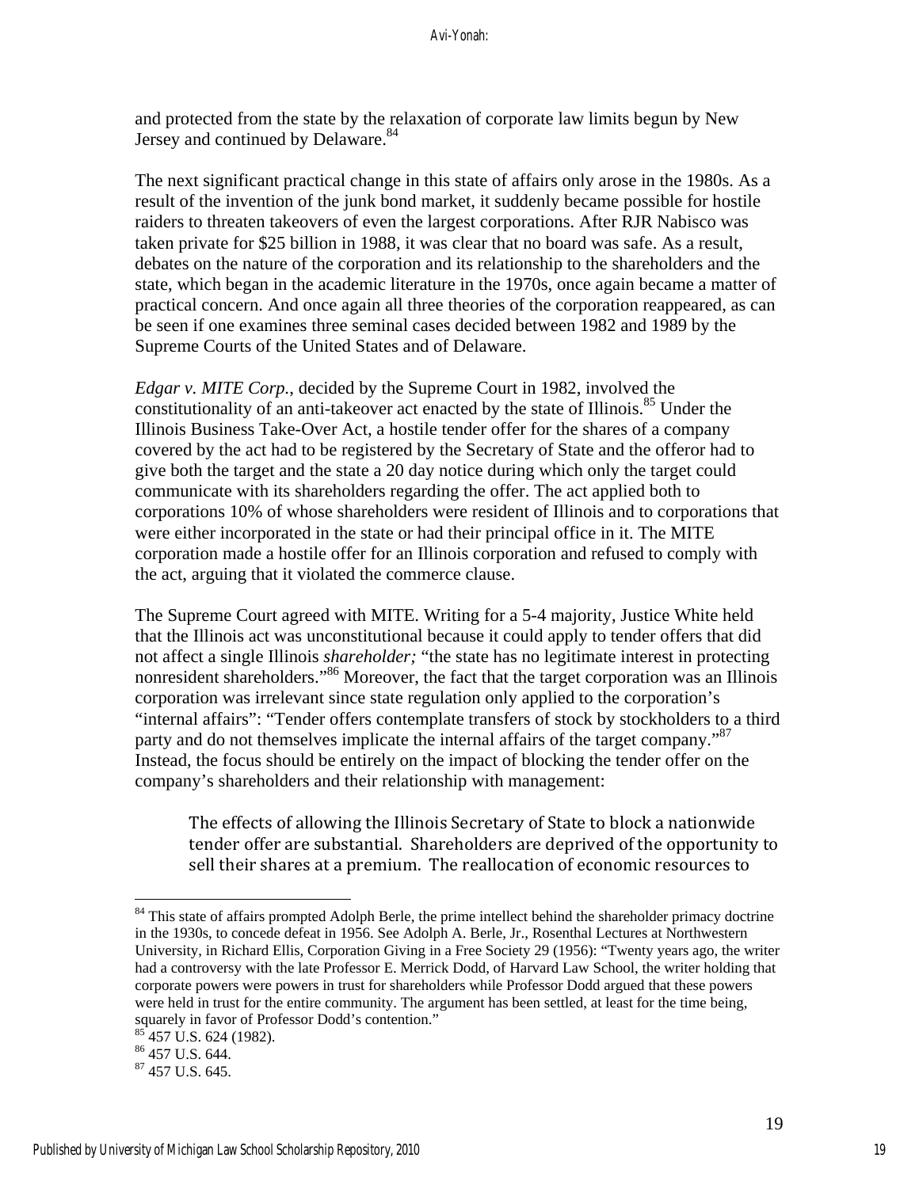and protected from the state by the relaxation of corporate law limits begun by New Jersey and continued by Delaware.[84]

The next significant practical change in this state of affairs only arose in the 1980s. As a result of the invention of the junk bond market, it suddenly became possible for hostile raiders to threaten takeovers of even the largest corporations. After RJR Nabisco was taken private for $25 billion in 1988, it was clear that no board was safe. As a result, debates on the nature of the corporation and its relationship to the shareholders and the state, which began in the academic literature in the 1970s, once again became a matter of practical concern. And once again all three theories of the corporation reappeared, as can be seen if one examines three seminal cases decided between 1982 and 1989 by the Supreme Courts of the United States and of Delaware.

*Edgar v. MITE Corp.*, decided by the Supreme Court in 1982, involved the constitutionality of an anti-takeover act enacted by the state of Illinois.[85] Under the Illinois Business Take-Over Act, a hostile tender offer for the shares of a company covered by the act had to be registered by the Secretary of State and the offeror had to give both the target and the state a 20 day notice during which only the target could communicate with its shareholders regarding the offer. The act applied both to corporations 10% of whose shareholders were resident of Illinois and to corporations that were either incorporated in the state or had their principal office in it. The MITE corporation made a hostile offer for an Illinois corporation and refused to comply with the act, arguing that it violated the commerce clause.

The Supreme Court agreed with MITE. Writing for a 5-4 majority, Justice White held that the Illinois act was unconstitutional because it could apply to tender offers that did not affect a single Illinois *shareholder;* "the state has no legitimate interest in protecting nonresident shareholders."[86] Moreover, the fact that the target corporation was an Illinois corporation was irrelevant since state regulation only applied to the corporation's "internal affairs": "Tender offers contemplate transfers of stock by stockholders to a third party and do not themselves implicate the internal affairs of the target company."[87] Instead, the focus should be entirely on the impact of blocking the tender offer on the company's shareholders and their relationship with management:

> The effects of allowing the Illinois Secretary of State to block a nationwide tender offer are substantial. Shareholders are deprived of the opportunity to sell their shares at a premium. The reallocation of economic resources to

---

[84] This state of affairs prompted Adolph Berle, the prime intellect behind the shareholder primacy doctrine in the 1930s, to concede defeat in 1956. See Adolph A. Berle, Jr., Rosenthal Lectures at Northwestern University, in Richard Ellis, Corporation Giving in a Free Society 29 (1956): "Twenty years ago, the writer had a controversy with the late Professor E. Merrick Dodd, of Harvard Law School, the writer holding that corporate powers were powers in trust for shareholders while Professor Dodd argued that these powers were held in trust for the entire community. The argument has been settled, at least for the time being, squarely in favor of Professor Dodd's contention."

[85] 457 U.S. 624 (1982).

[86] 457 U.S. 644.

[87] 457 U.S. 645.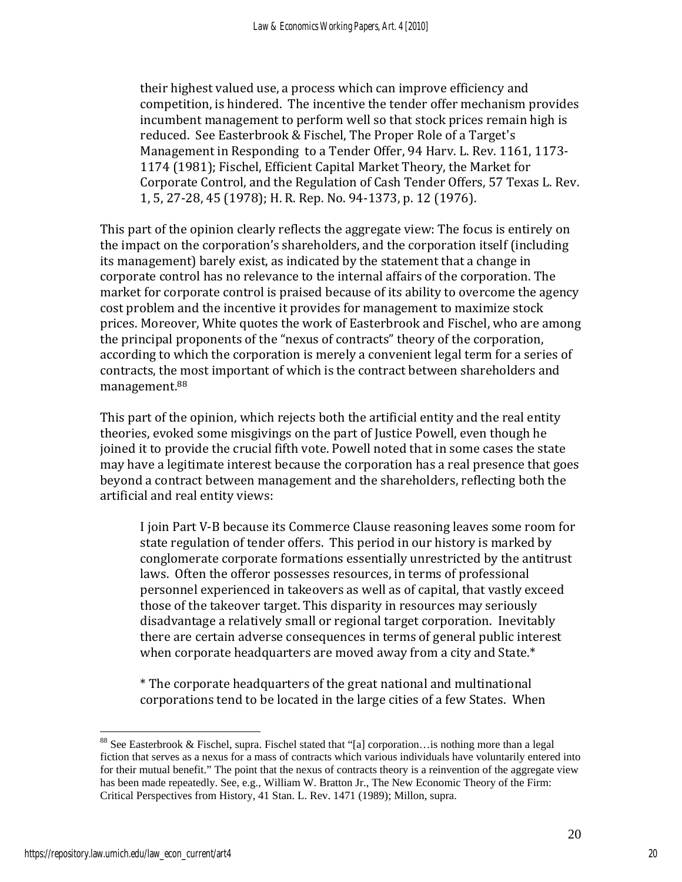> their highest valued use, a process which can improve efficiency and competition, is hindered. The incentive the tender offer mechanism provides incumbent management to perform well so that stock prices remain high is reduced. See Easterbrook & Fischel, The Proper Role of a Target's Management in Responding to a Tender Offer, 94 Harv. L. Rev. 1161, 1173-1174 (1981); Fischel, Efficient Capital Market Theory, the Market for Corporate Control, and the Regulation of Cash Tender Offers, 57 Texas L. Rev. 1, 5, 27-28, 45 (1978); H. R. Rep. No. 94-1373, p. 12 (1976).

This part of the opinion clearly reflects the aggregate view: The focus is entirely on the impact on the corporation's shareholders, and the corporation itself (including its management) barely exist, as indicated by the statement that a change in corporate control has no relevance to the internal affairs of the corporation. The market for corporate control is praised because of its ability to overcome the agency cost problem and the incentive it provides for management to maximize stock prices. Moreover, White quotes the work of Easterbrook and Fischel, who are among the principal proponents of the "nexus of contracts" theory of the corporation, according to which the corporation is merely a convenient legal term for a series of contracts, the most important of which is the contract between shareholders and management.[88]

This part of the opinion, which rejects both the artificial entity and the real entity theories, evoked some misgivings on the part of Justice Powell, even though he joined it to provide the crucial fifth vote. Powell noted that in some cases the state may have a legitimate interest because the corporation has a real presence that goes beyond a contract between management and the shareholders, reflecting both the artificial and real entity views:

> I join Part V-B because its Commerce Clause reasoning leaves some room for state regulation of tender offers. This period in our history is marked by conglomerate corporate formations essentially unrestricted by the antitrust laws. Often the offeror possesses resources, in terms of professional personnel experienced in takeovers as well as of capital, that vastly exceed those of the takeover target. This disparity in resources may seriously disadvantage a relatively small or regional target corporation. Inevitably there are certain adverse consequences in terms of general public interest when corporate headquarters are moved away from a city and State.*
>
> * The corporate headquarters of the great national and multinational corporations tend to be located in the large cities of a few States. When

---

[88] See Easterbrook & Fischel, supra. Fischel stated that "[a] corporation…is nothing more than a legal fiction that serves as a nexus for a mass of contracts which various individuals have voluntarily entered into for their mutual benefit." The point that the nexus of contracts theory is a reinvention of the aggregate view has been made repeatedly. See, e.g., William W. Bratton Jr., The New Economic Theory of the Firm: Critical Perspectives from History, 41 Stan. L. Rev. 1471 (1989); Millon, supra.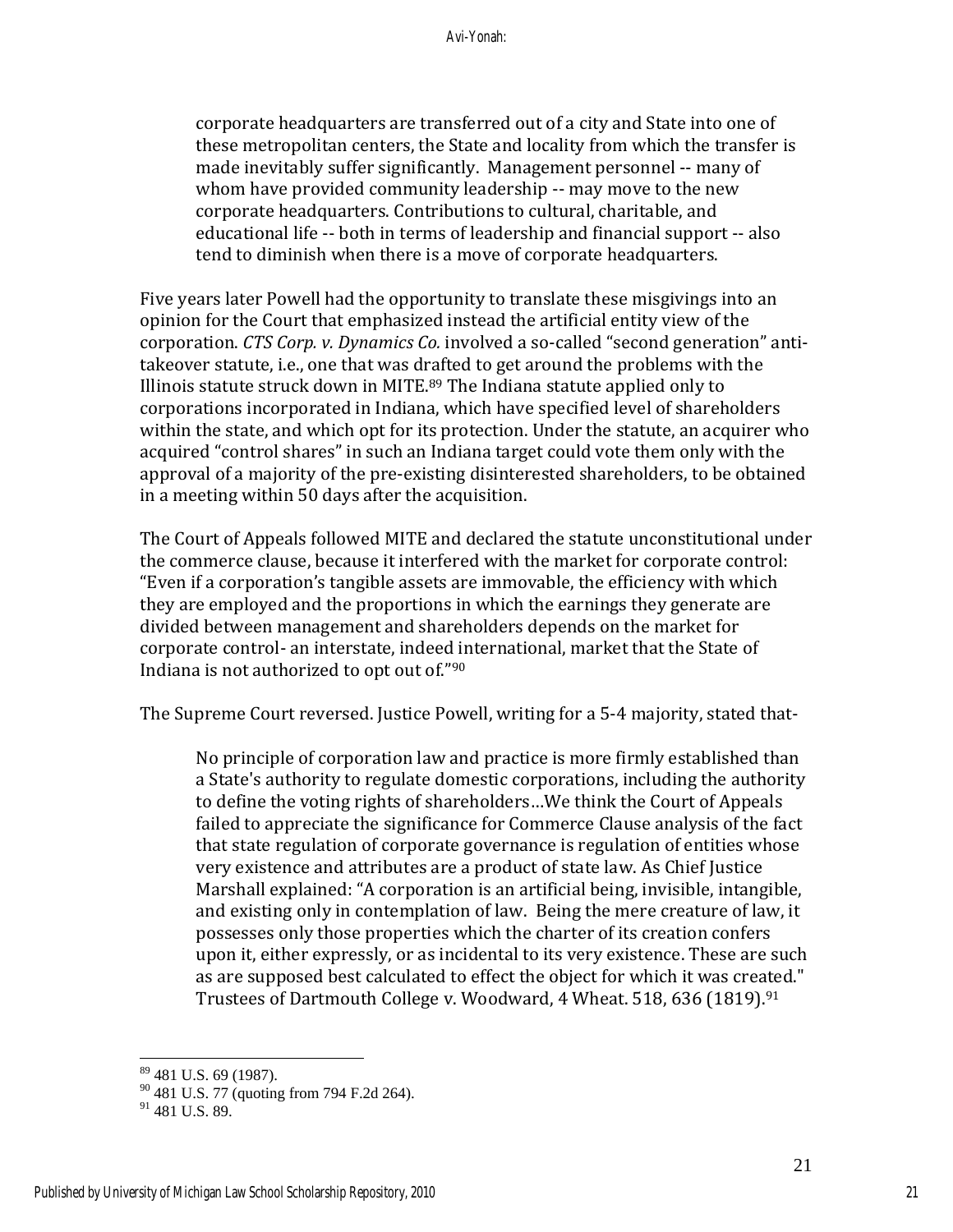> corporate headquarters are transferred out of a city and State into one of these metropolitan centers, the State and locality from which the transfer is made inevitably suffer significantly. Management personnel -- many of whom have provided community leadership -- may move to the new corporate headquarters. Contributions to cultural, charitable, and educational life -- both in terms of leadership and financial support -- also tend to diminish when there is a move of corporate headquarters.

Five years later Powell had the opportunity to translate these misgivings into an opinion for the Court that emphasized instead the artificial entity view of the corporation. *CTS Corp. v. Dynamics Co.* involved a so-called "second generation" anti-takeover statute, i.e., one that was drafted to get around the problems with the Illinois statute struck down in MITE.[89] The Indiana statute applied only to corporations incorporated in Indiana, which have specified level of shareholders within the state, and which opt for its protection. Under the statute, an acquirer who acquired "control shares" in such an Indiana target could vote them only with the approval of a majority of the pre-existing disinterested shareholders, to be obtained in a meeting within 50 days after the acquisition.

The Court of Appeals followed MITE and declared the statute unconstitutional under the commerce clause, because it interfered with the market for corporate control: "Even if a corporation's tangible assets are immovable, the efficiency with which they are employed and the proportions in which the earnings they generate are divided between management and shareholders depends on the market for corporate control- an interstate, indeed international, market that the State of Indiana is not authorized to opt out of."[90]

The Supreme Court reversed. Justice Powell, writing for a 5-4 majority, stated that-

> No principle of corporation law and practice is more firmly established than a State's authority to regulate domestic corporations, including the authority to define the voting rights of shareholders…We think the Court of Appeals failed to appreciate the significance for Commerce Clause analysis of the fact that state regulation of corporate governance is regulation of entities whose very existence and attributes are a product of state law. As Chief Justice Marshall explained: "A corporation is an artificial being, invisible, intangible, and existing only in contemplation of law. Being the mere creature of law, it possesses only those properties which the charter of its creation confers upon it, either expressly, or as incidental to its very existence. These are such as are supposed best calculated to effect the object for which it was created." Trustees of Dartmouth College v. Woodward, 4 Wheat. 518, 636 (1819).[91]

---

[89] 481 U.S. 69 (1987).

[90] 481 U.S. 77 (quoting from 794 F.2d 264).

[91] 481 U.S. 89.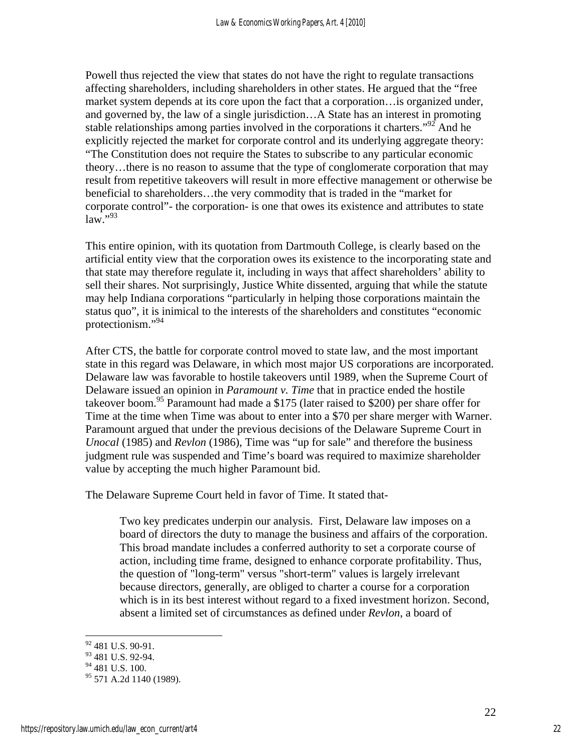Powell thus rejected the view that states do not have the right to regulate transactions affecting shareholders, including shareholders in other states. He argued that the "free market system depends at its core upon the fact that a corporation…is organized under, and governed by, the law of a single jurisdiction…A State has an interest in promoting stable relationships among parties involved in the corporations it charters."[92] And he explicitly rejected the market for corporate control and its underlying aggregate theory: "The Constitution does not require the States to subscribe to any particular economic theory…there is no reason to assume that the type of conglomerate corporation that may result from repetitive takeovers will result in more effective management or otherwise be beneficial to shareholders…the very commodity that is traded in the "market for corporate control"- the corporation- is one that owes its existence and attributes to state law."[93]

This entire opinion, with its quotation from Dartmouth College, is clearly based on the artificial entity view that the corporation owes its existence to the incorporating state and that state may therefore regulate it, including in ways that affect shareholders' ability to sell their shares. Not surprisingly, Justice White dissented, arguing that while the statute may help Indiana corporations "particularly in helping those corporations maintain the status quo", it is inimical to the interests of the shareholders and constitutes "economic protectionism."[94]

After CTS, the battle for corporate control moved to state law, and the most important state in this regard was Delaware, in which most major US corporations are incorporated. Delaware law was favorable to hostile takeovers until 1989, when the Supreme Court of Delaware issued an opinion in *Paramount v. Time* that in practice ended the hostile takeover boom.[95] Paramount had made a $175 (later raised to $200) per share offer for Time at the time when Time was about to enter into a $70 per share merger with Warner. Paramount argued that under the previous decisions of the Delaware Supreme Court in *Unocal* (1985) and *Revlon* (1986), Time was "up for sale" and therefore the business judgment rule was suspended and Time's board was required to maximize shareholder value by accepting the much higher Paramount bid.

The Delaware Supreme Court held in favor of Time. It stated that-

> Two key predicates underpin our analysis. First, Delaware law imposes on a board of directors the duty to manage the business and affairs of the corporation. This broad mandate includes a conferred authority to set a corporate course of action, including time frame, designed to enhance corporate profitability. Thus, the question of "long-term" versus "short-term" values is largely irrelevant because directors, generally, are obliged to charter a course for a corporation which is in its best interest without regard to a fixed investment horizon. Second, absent a limited set of circumstances as defined under *Revlon*, a board of

---

[92] 481 U.S. 90-91.

[93] 481 U.S. 92-94.

[94] 481 U.S. 100.

[95] 571 A.2d 1140 (1989).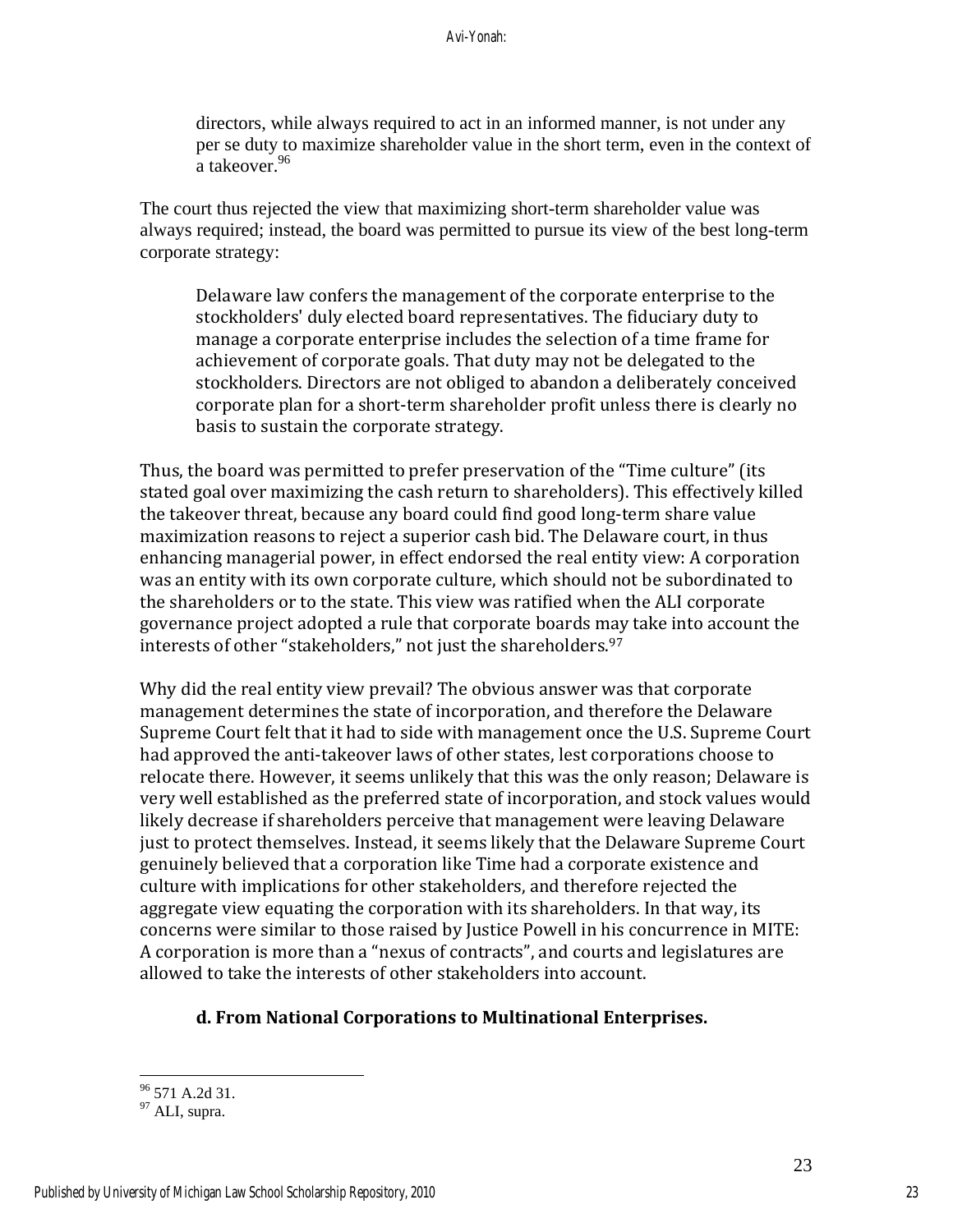> directors, while always required to act in an informed manner, is not under any per se duty to maximize shareholder value in the short term, even in the context of a takeover.[96]

The court thus rejected the view that maximizing short-term shareholder value was always required; instead, the board was permitted to pursue its view of the best long-term corporate strategy:

> Delaware law confers the management of the corporate enterprise to the stockholders' duly elected board representatives. The fiduciary duty to manage a corporate enterprise includes the selection of a time frame for achievement of corporate goals. That duty may not be delegated to the stockholders. Directors are not obliged to abandon a deliberately conceived corporate plan for a short-term shareholder profit unless there is clearly no basis to sustain the corporate strategy.

Thus, the board was permitted to prefer preservation of the "Time culture" (its stated goal over maximizing the cash return to shareholders). This effectively killed the takeover threat, because any board could find good long-term share value maximization reasons to reject a superior cash bid. The Delaware court, in thus enhancing managerial power, in effect endorsed the real entity view: A corporation was an entity with its own corporate culture, which should not be subordinated to the shareholders or to the state. This view was ratified when the ALI corporate governance project adopted a rule that corporate boards may take into account the interests of other "stakeholders," not just the shareholders.[97]

Why did the real entity view prevail? The obvious answer was that corporate management determines the state of incorporation, and therefore the Delaware Supreme Court felt that it had to side with management once the U.S. Supreme Court had approved the anti-takeover laws of other states, lest corporations choose to relocate there. However, it seems unlikely that this was the only reason; Delaware is very well established as the preferred state of incorporation, and stock values would likely decrease if shareholders perceive that management were leaving Delaware just to protect themselves. Instead, it seems likely that the Delaware Supreme Court genuinely believed that a corporation like Time had a corporate existence and culture with implications for other stakeholders, and therefore rejected the aggregate view equating the corporation with its shareholders. In that way, its concerns were similar to those raised by Justice Powell in his concurrence in MITE: A corporation is more than a "nexus of contracts", and courts and legislatures are allowed to take the interests of other stakeholders into account.

### d. From National Corporations to Multinational Enterprises.

---

[96] 571 A.2d 31.

[97] ALI, supra.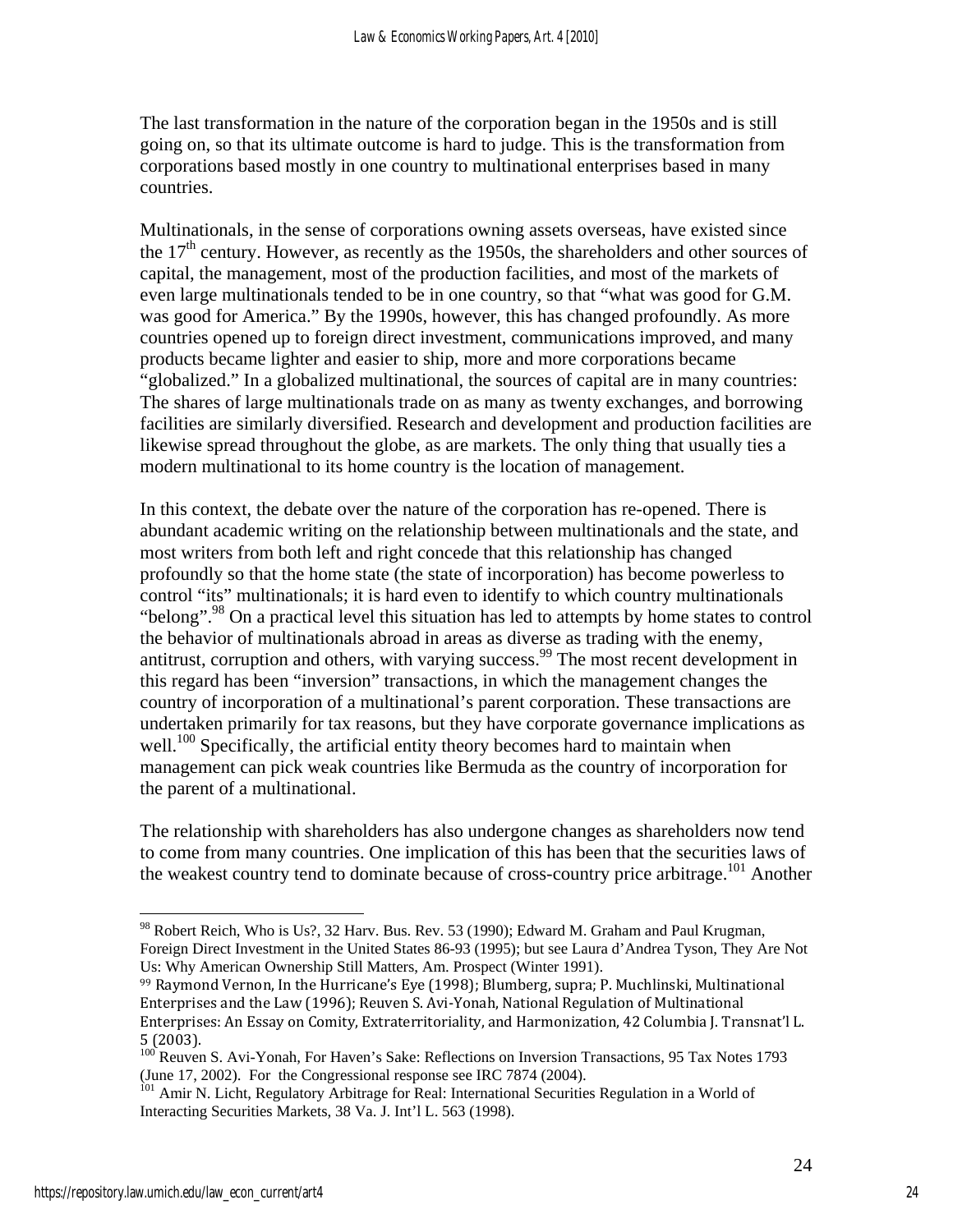The last transformation in the nature of the corporation began in the 1950s and is still going on, so that its ultimate outcome is hard to judge. This is the transformation from corporations based mostly in one country to multinational enterprises based in many countries.

Multinationals, in the sense of corporations owning assets overseas, have existed since the 17th century. However, as recently as the 1950s, the shareholders and other sources of capital, the management, most of the production facilities, and most of the markets of even large multinationals tended to be in one country, so that "what was good for G.M. was good for America." By the 1990s, however, this has changed profoundly. As more countries opened up to foreign direct investment, communications improved, and many products became lighter and easier to ship, more and more corporations became "globalized." In a globalized multinational, the sources of capital are in many countries: The shares of large multinationals trade on as many as twenty exchanges, and borrowing facilities are similarly diversified. Research and development and production facilities are likewise spread throughout the globe, as are markets. The only thing that usually ties a modern multinational to its home country is the location of management.

In this context, the debate over the nature of the corporation has re-opened. There is abundant academic writing on the relationship between multinationals and the state, and most writers from both left and right concede that this relationship has changed profoundly so that the home state (the state of incorporation) has become powerless to control "its" multinationals; it is hard even to identify to which country multinationals "belong".[98] On a practical level this situation has led to attempts by home states to control the behavior of multinationals abroad in areas as diverse as trading with the enemy, antitrust, corruption and others, with varying success.[99] The most recent development in this regard has been "inversion" transactions, in which the management changes the country of incorporation of a multinational's parent corporation. These transactions are undertaken primarily for tax reasons, but they have corporate governance implications as well.[100] Specifically, the artificial entity theory becomes hard to maintain when management can pick weak countries like Bermuda as the country of incorporation for the parent of a multinational.

The relationship with shareholders has also undergone changes as shareholders now tend to come from many countries. One implication of this has been that the securities laws of the weakest country tend to dominate because of cross-country price arbitrage.[101] Another

---

[98] Robert Reich, Who is Us?, 32 Harv. Bus. Rev. 53 (1990); Edward M. Graham and Paul Krugman, Foreign Direct Investment in the United States 86-93 (1995); but see Laura d'Andrea Tyson, They Are Not Us: Why American Ownership Still Matters, Am. Prospect (Winter 1991).

[99] Raymond Vernon, In the Hurricane's Eye (1998); Blumberg, supra; P. Muchlinski, Multinational Enterprises and the Law (1996); Reuven S. Avi-Yonah, National Regulation of Multinational Enterprises: An Essay on Comity, Extraterritoriality, and Harmonization, 42 Columbia J. Transnat'l L. 5 (2003).

[100] Reuven S. Avi-Yonah, For Haven's Sake: Reflections on Inversion Transactions, 95 Tax Notes 1793 (June 17, 2002). For the Congressional response see IRC 7874 (2004).

[101] Amir N. Licht, Regulatory Arbitrage for Real: International Securities Regulation in a World of Interacting Securities Markets, 38 Va. J. Int'l L. 563 (1998).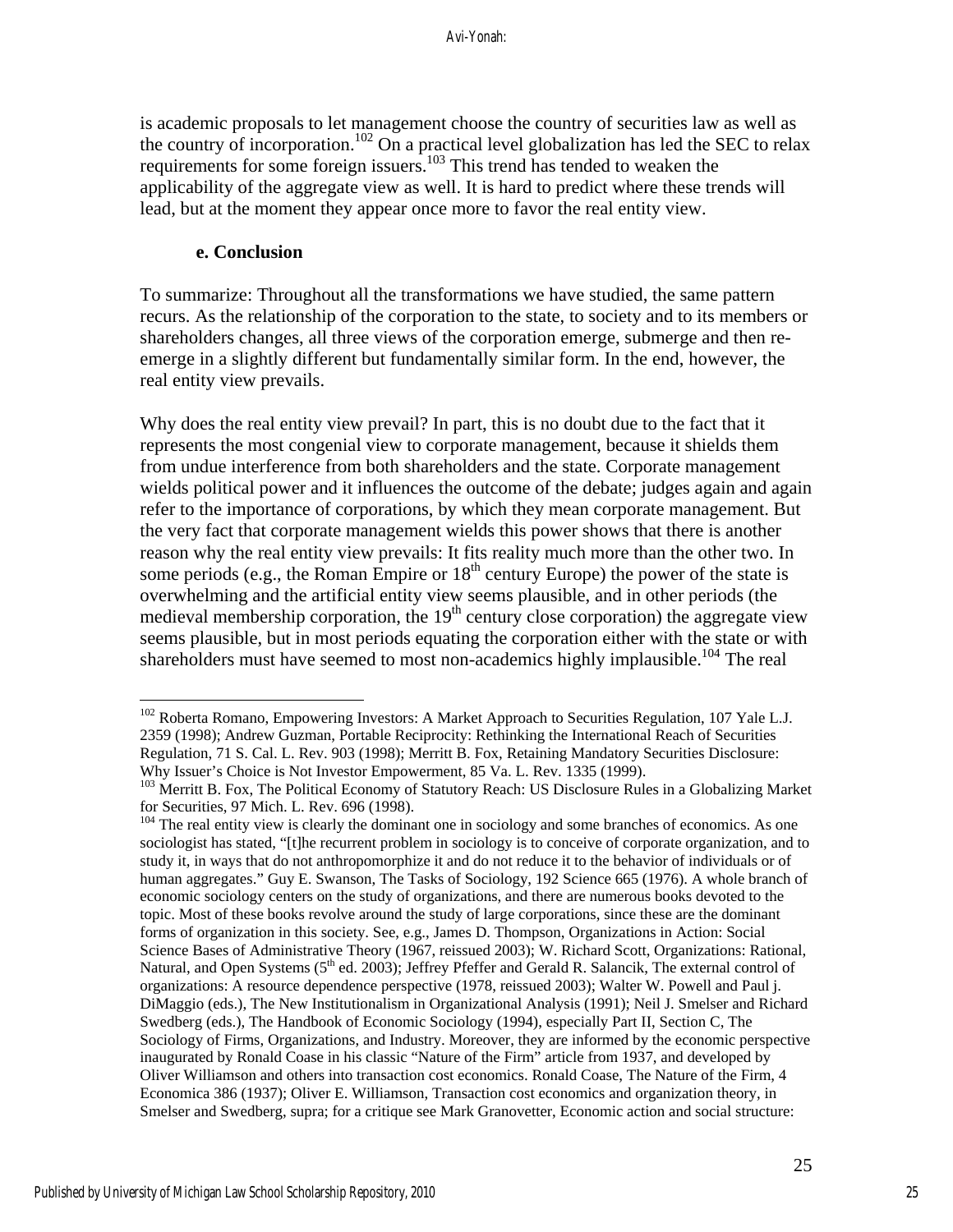is academic proposals to let management choose the country of securities law as well as the country of incorporation.[102] On a practical level globalization has led the SEC to relax requirements for some foreign issuers.[103] This trend has tended to weaken the applicability of the aggregate view as well. It is hard to predict where these trends will lead, but at the moment they appear once more to favor the real entity view.

#### e. Conclusion

To summarize: Throughout all the transformations we have studied, the same pattern recurs. As the relationship of the corporation to the state, to society and to its members or shareholders changes, all three views of the corporation emerge, submerge and then re-emerge in a slightly different but fundamentally similar form. In the end, however, the real entity view prevails.

Why does the real entity view prevail? In part, this is no doubt due to the fact that it represents the most congenial view to corporate management, because it shields them from undue interference from both shareholders and the state. Corporate management wields political power and it influences the outcome of the debate; judges again and again refer to the importance of corporations, by which they mean corporate management. But the very fact that corporate management wields this power shows that there is another reason why the real entity view prevails: It fits reality much more than the other two. In some periods (e.g., the Roman Empire or 18th century Europe) the power of the state is overwhelming and the artificial entity view seems plausible, and in other periods (the medieval membership corporation, the 19th century close corporation) the aggregate view seems plausible, but in most periods equating the corporation either with the state or with shareholders must have seemed to most non-academics highly implausible.[104] The real

---

[102] Roberta Romano, Empowering Investors: A Market Approach to Securities Regulation, 107 Yale L.J. 2359 (1998); Andrew Guzman, Portable Reciprocity: Rethinking the International Reach of Securities Regulation, 71 S. Cal. L. Rev. 903 (1998); Merritt B. Fox, Retaining Mandatory Securities Disclosure: Why Issuer's Choice is Not Investor Empowerment, 85 Va. L. Rev. 1335 (1999).

[103] Merritt B. Fox, The Political Economy of Statutory Reach: US Disclosure Rules in a Globalizing Market for Securities, 97 Mich. L. Rev. 696 (1998).

[104] The real entity view is clearly the dominant one in sociology and some branches of economics. As one sociologist has stated, "[t]he recurrent problem in sociology is to conceive of corporate organization, and to study it, in ways that do not anthropomorphize it and do not reduce it to the behavior of individuals or of human aggregates." Guy E. Swanson, The Tasks of Sociology, 192 Science 665 (1976). A whole branch of economic sociology centers on the study of organizations, and there are numerous books devoted to the topic. Most of these books revolve around the study of large corporations, since these are the dominant forms of organization in this society. See, e.g., James D. Thompson, Organizations in Action: Social Science Bases of Administrative Theory (1967, reissued 2003); W. Richard Scott, Organizations: Rational, Natural, and Open Systems (5th ed. 2003); Jeffrey Pfeffer and Gerald R. Salancik, The external control of organizations: A resource dependence perspective (1978, reissued 2003); Walter W. Powell and Paul j. DiMaggio (eds.), The New Institutionalism in Organizational Analysis (1991); Neil J. Smelser and Richard Swedberg (eds.), The Handbook of Economic Sociology (1994), especially Part II, Section C, The Sociology of Firms, Organizations, and Industry. Moreover, they are informed by the economic perspective inaugurated by Ronald Coase in his classic "Nature of the Firm" article from 1937, and developed by Oliver Williamson and others into transaction cost economics. Ronald Coase, The Nature of the Firm, 4 Economica 386 (1937); Oliver E. Williamson, Transaction cost economics and organization theory, in Smelser and Swedberg, supra; for a critique see Mark Granovetter, Economic action and social structure: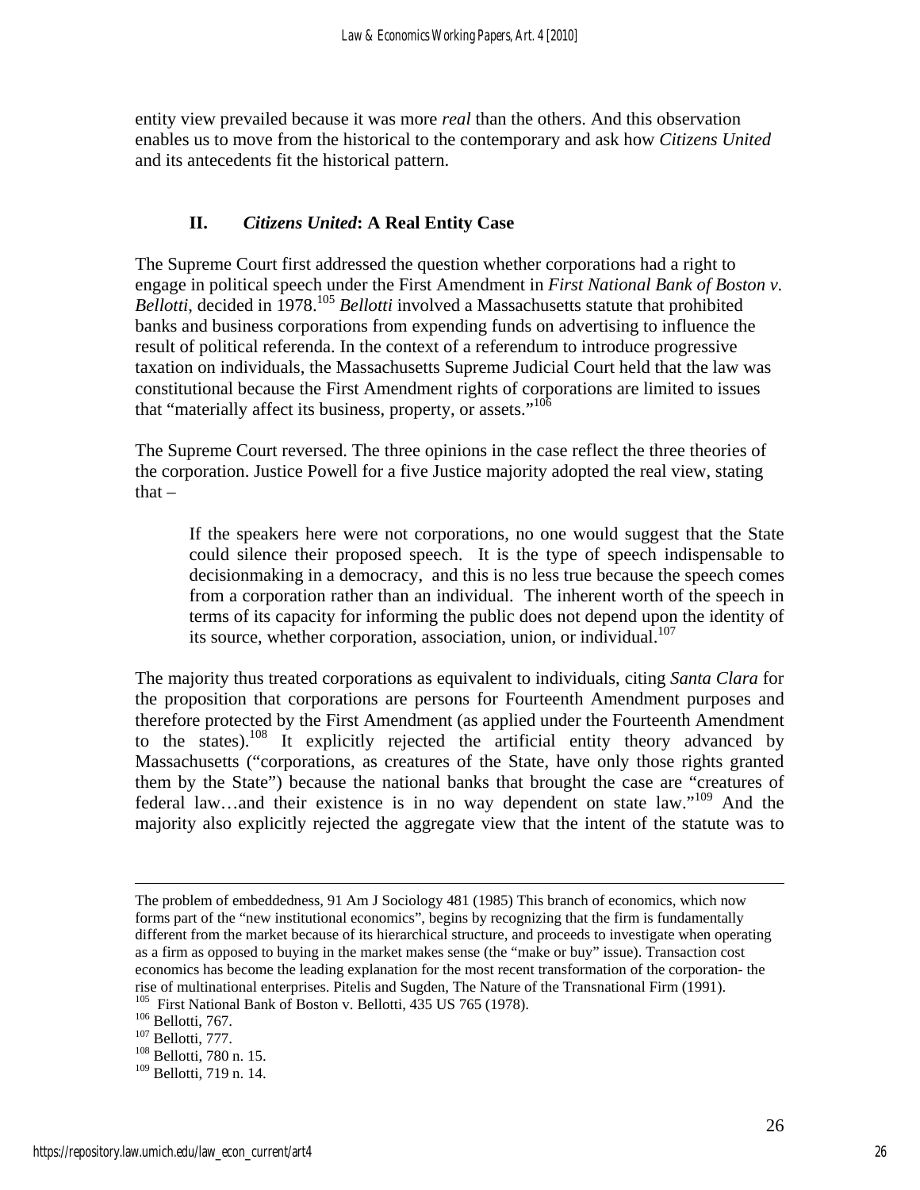entity view prevailed because it was more *real* than the others. And this observation enables us to move from the historical to the contemporary and ask how *Citizens United* and its antecedents fit the historical pattern.

## II. *Citizens United*: A Real Entity Case

The Supreme Court first addressed the question whether corporations had a right to engage in political speech under the First Amendment in *First National Bank of Boston v. Bellotti*, decided in 1978.[105] *Bellotti* involved a Massachusetts statute that prohibited banks and business corporations from expending funds on advertising to influence the result of political referenda. In the context of a referendum to introduce progressive taxation on individuals, the Massachusetts Supreme Judicial Court held that the law was constitutional because the First Amendment rights of corporations are limited to issues that "materially affect its business, property, or assets."[106]

The Supreme Court reversed. The three opinions in the case reflect the three theories of the corporation. Justice Powell for a five Justice majority adopted the real view, stating that –

> If the speakers here were not corporations, no one would suggest that the State could silence their proposed speech. It is the type of speech indispensable to decisionmaking in a democracy, and this is no less true because the speech comes from a corporation rather than an individual. The inherent worth of the speech in terms of its capacity for informing the public does not depend upon the identity of its source, whether corporation, association, union, or individual.[107]

The majority thus treated corporations as equivalent to individuals, citing *Santa Clara* for the proposition that corporations are persons for Fourteenth Amendment purposes and therefore protected by the First Amendment (as applied under the Fourteenth Amendment to the states).[108] It explicitly rejected the artificial entity theory advanced by Massachusetts ("corporations, as creatures of the State, have only those rights granted them by the State") because the national banks that brought the case are "creatures of federal law…and their existence is in no way dependent on state law."[109] And the majority also explicitly rejected the aggregate view that the intent of the statute was to

---

The problem of embeddedness, 91 Am J Sociology 481 (1985) This branch of economics, which now forms part of the "new institutional economics", begins by recognizing that the firm is fundamentally different from the market because of its hierarchical structure, and proceeds to investigate when operating as a firm as opposed to buying in the market makes sense (the "make or buy" issue). Transaction cost economics has become the leading explanation for the most recent transformation of the corporation- the rise of multinational enterprises. Pitelis and Sugden, The Nature of the Transnational Firm (1991).

[105] First National Bank of Boston v. Bellotti, 435 US 765 (1978).

[106] Bellotti, 767.

[107] Bellotti, 777.

[108] Bellotti, 780 n. 15.

[109] Bellotti, 719 n. 14.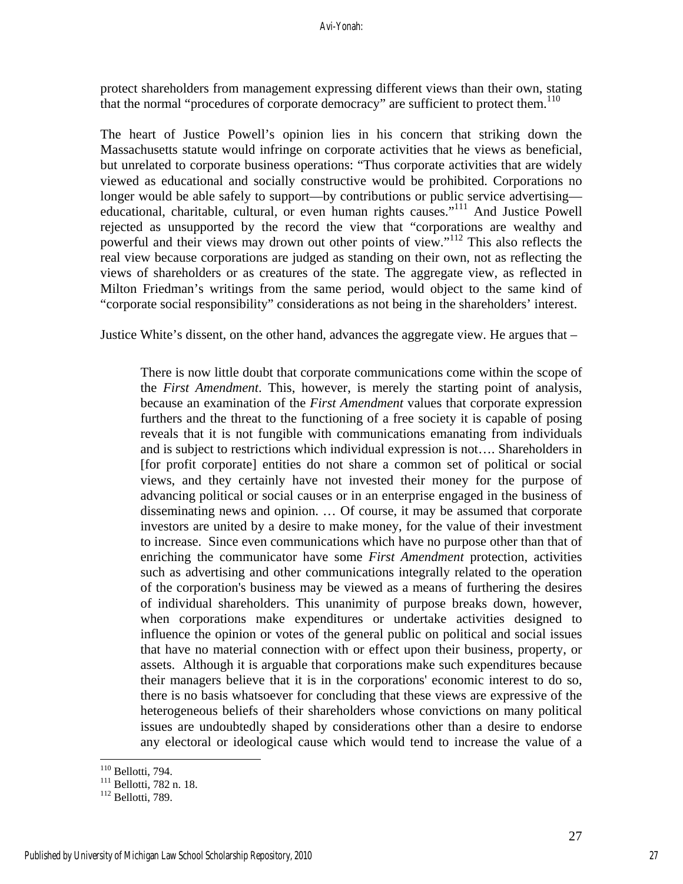protect shareholders from management expressing different views than their own, stating that the normal "procedures of corporate democracy" are sufficient to protect them.[110]

The heart of Justice Powell's opinion lies in his concern that striking down the Massachusetts statute would infringe on corporate activities that he views as beneficial, but unrelated to corporate business operations: "Thus corporate activities that are widely viewed as educational and socially constructive would be prohibited. Corporations no longer would be able safely to support—by contributions or public service advertising—educational, charitable, cultural, or even human rights causes."[111] And Justice Powell rejected as unsupported by the record the view that "corporations are wealthy and powerful and their views may drown out other points of view."[112] This also reflects the real view because corporations are judged as standing on their own, not as reflecting the views of shareholders or as creatures of the state. The aggregate view, as reflected in Milton Friedman's writings from the same period, would object to the same kind of "corporate social responsibility" considerations as not being in the shareholders' interest.

Justice White's dissent, on the other hand, advances the aggregate view. He argues that –

> There is now little doubt that corporate communications come within the scope of the *First Amendment*. This, however, is merely the starting point of analysis, because an examination of the *First Amendment* values that corporate expression furthers and the threat to the functioning of a free society it is capable of posing reveals that it is not fungible with communications emanating from individuals and is subject to restrictions which individual expression is not…. Shareholders in [for profit corporate] entities do not share a common set of political or social views, and they certainly have not invested their money for the purpose of advancing political or social causes or in an enterprise engaged in the business of disseminating news and opinion. … Of course, it may be assumed that corporate investors are united by a desire to make money, for the value of their investment to increase. Since even communications which have no purpose other than that of enriching the communicator have some *First Amendment* protection, activities such as advertising and other communications integrally related to the operation of the corporation's business may be viewed as a means of furthering the desires of individual shareholders. This unanimity of purpose breaks down, however, when corporations make expenditures or undertake activities designed to influence the opinion or votes of the general public on political and social issues that have no material connection with or effect upon their business, property, or assets. Although it is arguable that corporations make such expenditures because their managers believe that it is in the corporations' economic interest to do so, there is no basis whatsoever for concluding that these views are expressive of the heterogeneous beliefs of their shareholders whose convictions on many political issues are undoubtedly shaped by considerations other than a desire to endorse any electoral or ideological cause which would tend to increase the value of a

---

[110] Bellotti, 794.

[111] Bellotti, 782 n. 18.

[112] Bellotti, 789.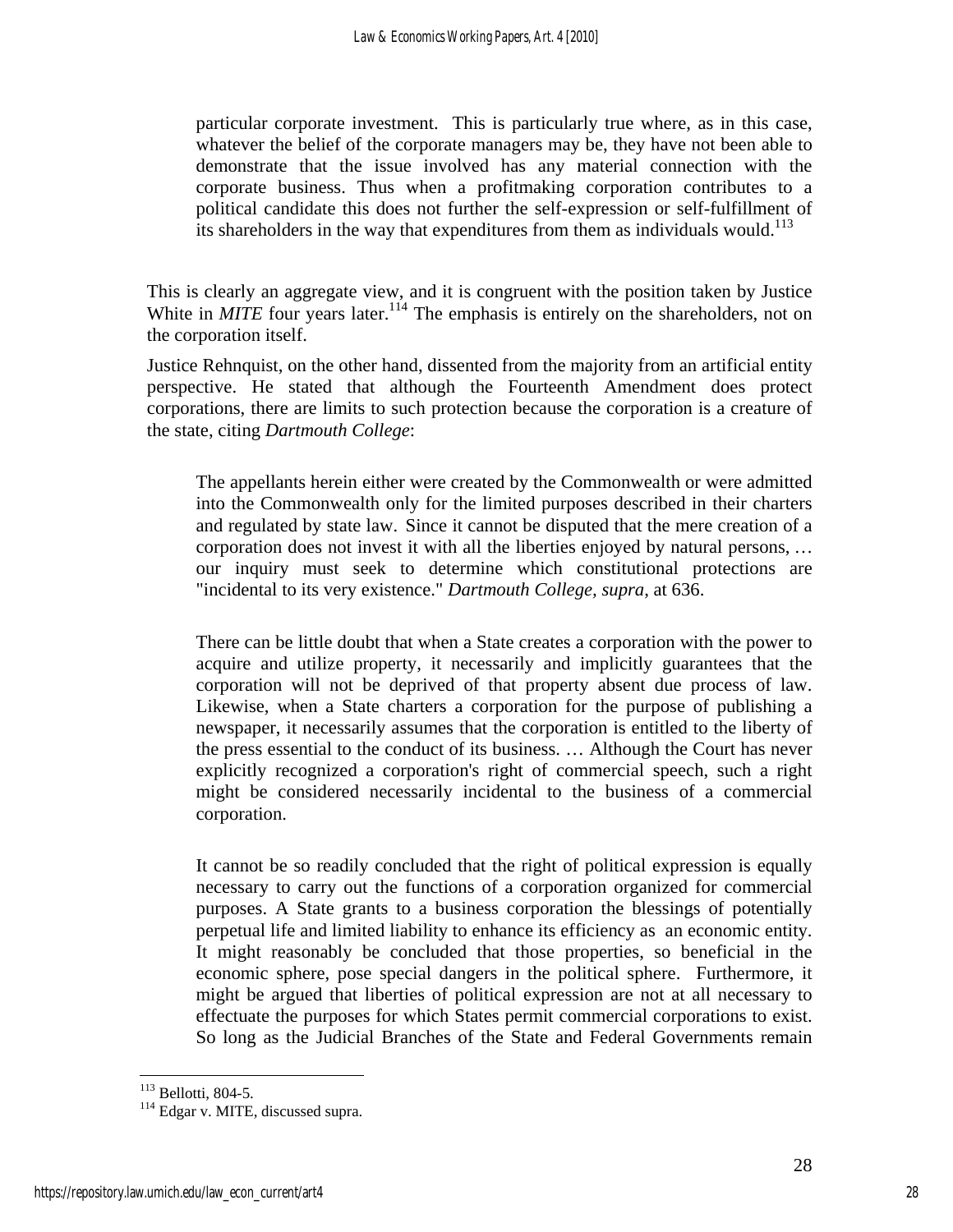> particular corporate investment. This is particularly true where, as in this case, whatever the belief of the corporate managers may be, they have not been able to demonstrate that the issue involved has any material connection with the corporate business. Thus when a profitmaking corporation contributes to a political candidate this does not further the self-expression or self-fulfillment of its shareholders in the way that expenditures from them as individuals would.[113]

This is clearly an aggregate view, and it is congruent with the position taken by Justice White in *MITE* four years later.[114] The emphasis is entirely on the shareholders, not on the corporation itself.

Justice Rehnquist, on the other hand, dissented from the majority from an artificial entity perspective. He stated that although the Fourteenth Amendment does protect corporations, there are limits to such protection because the corporation is a creature of the state, citing *Dartmouth College*:

> The appellants herein either were created by the Commonwealth or were admitted into the Commonwealth only for the limited purposes described in their charters and regulated by state law. Since it cannot be disputed that the mere creation of a corporation does not invest it with all the liberties enjoyed by natural persons, … our inquiry must seek to determine which constitutional protections are "incidental to its very existence." *Dartmouth College, supra*, at 636.
>
> There can be little doubt that when a State creates a corporation with the power to acquire and utilize property, it necessarily and implicitly guarantees that the corporation will not be deprived of that property absent due process of law. Likewise, when a State charters a corporation for the purpose of publishing a newspaper, it necessarily assumes that the corporation is entitled to the liberty of the press essential to the conduct of its business. … Although the Court has never explicitly recognized a corporation's right of commercial speech, such a right might be considered necessarily incidental to the business of a commercial corporation.
>
> It cannot be so readily concluded that the right of political expression is equally necessary to carry out the functions of a corporation organized for commercial purposes. A State grants to a business corporation the blessings of potentially perpetual life and limited liability to enhance its efficiency as an economic entity. It might reasonably be concluded that those properties, so beneficial in the economic sphere, pose special dangers in the political sphere. Furthermore, it might be argued that liberties of political expression are not at all necessary to effectuate the purposes for which States permit commercial corporations to exist. So long as the Judicial Branches of the State and Federal Governments remain

[113] Bellotti, 804-5.

[114] Edgar v. MITE, discussed supra.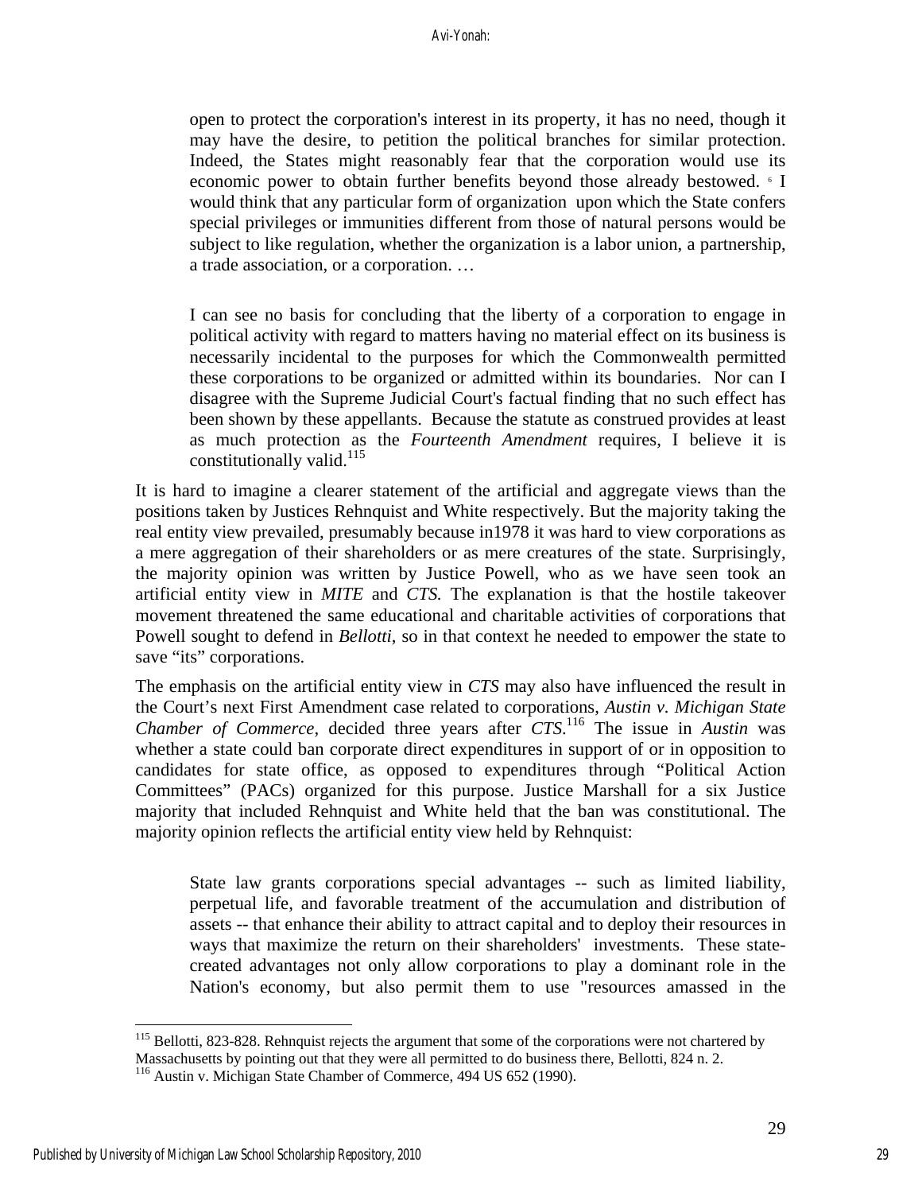> open to protect the corporation's interest in its property, it has no need, though it may have the desire, to petition the political branches for similar protection. Indeed, the States might reasonably fear that the corporation would use its economic power to obtain further benefits beyond those already bestowed. [6] I would think that any particular form of organization upon which the State confers special privileges or immunities different from those of natural persons would be subject to like regulation, whether the organization is a labor union, a partnership, a trade association, or a corporation. …
>
> I can see no basis for concluding that the liberty of a corporation to engage in political activity with regard to matters having no material effect on its business is necessarily incidental to the purposes for which the Commonwealth permitted these corporations to be organized or admitted within its boundaries. Nor can I disagree with the Supreme Judicial Court's factual finding that no such effect has been shown by these appellants. Because the statute as construed provides at least as much protection as the *Fourteenth Amendment* requires, I believe it is constitutionally valid.[115]

It is hard to imagine a clearer statement of the artificial and aggregate views than the positions taken by Justices Rehnquist and White respectively. But the majority taking the real entity view prevailed, presumably because in1978 it was hard to view corporations as a mere aggregation of their shareholders or as mere creatures of the state. Surprisingly, the majority opinion was written by Justice Powell, who as we have seen took an artificial entity view in *MITE* and *CTS.* The explanation is that the hostile takeover movement threatened the same educational and charitable activities of corporations that Powell sought to defend in *Bellotti*, so in that context he needed to empower the state to save "its" corporations.

The emphasis on the artificial entity view in *CTS* may also have influenced the result in the Court's next First Amendment case related to corporations, *Austin v. Michigan State Chamber of Commerce*, decided three years after *CTS*.[116] The issue in *Austin* was whether a state could ban corporate direct expenditures in support of or in opposition to candidates for state office, as opposed to expenditures through "Political Action Committees" (PACs) organized for this purpose. Justice Marshall for a six Justice majority that included Rehnquist and White held that the ban was constitutional. The majority opinion reflects the artificial entity view held by Rehnquist:

> State law grants corporations special advantages -- such as limited liability, perpetual life, and favorable treatment of the accumulation and distribution of assets -- that enhance their ability to attract capital and to deploy their resources in ways that maximize the return on their shareholders' investments. These state-created advantages not only allow corporations to play a dominant role in the Nation's economy, but also permit them to use "resources amassed in the

---

[115] Bellotti, 823-828. Rehnquist rejects the argument that some of the corporations were not chartered by Massachusetts by pointing out that they were all permitted to do business there, Bellotti, 824 n. 2.

[116] Austin v. Michigan State Chamber of Commerce, 494 US 652 (1990).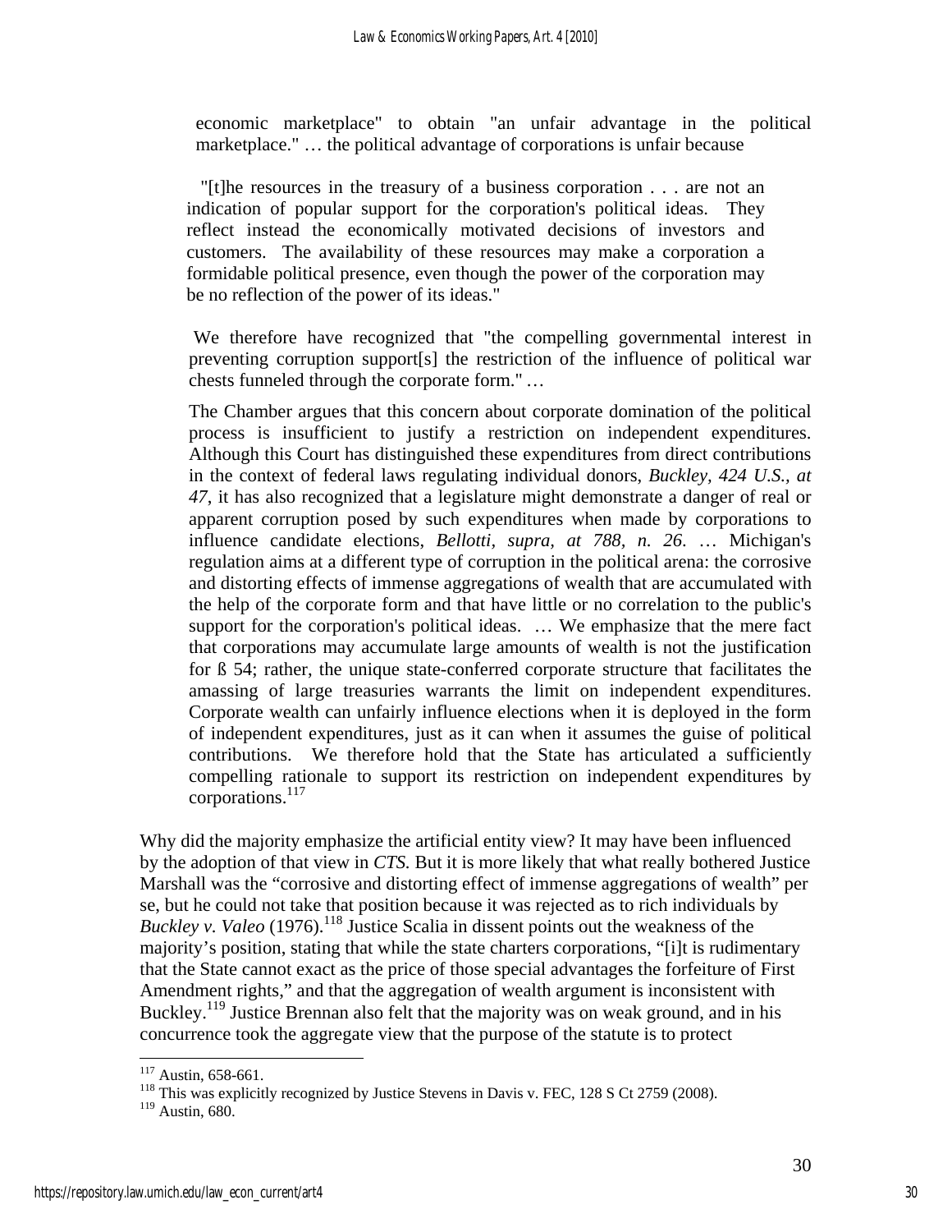> economic marketplace" to obtain "an unfair advantage in the political marketplace." … the political advantage of corporations is unfair because
>
> "[t]he resources in the treasury of a business corporation . . . are not an indication of popular support for the corporation's political ideas. They reflect instead the economically motivated decisions of investors and customers. The availability of these resources may make a corporation a formidable political presence, even though the power of the corporation may be no reflection of the power of its ideas."
>
> We therefore have recognized that "the compelling governmental interest in preventing corruption support[s] the restriction of the influence of political war chests funneled through the corporate form." …
>
> The Chamber argues that this concern about corporate domination of the political process is insufficient to justify a restriction on independent expenditures. Although this Court has distinguished these expenditures from direct contributions in the context of federal laws regulating individual donors, *Buckley, 424 U.S., at 47*, it has also recognized that a legislature might demonstrate a danger of real or apparent corruption posed by such expenditures when made by corporations to influence candidate elections, *Bellotti, supra, at 788, n. 26*. … Michigan's regulation aims at a different type of corruption in the political arena: the corrosive and distorting effects of immense aggregations of wealth that are accumulated with the help of the corporate form and that have little or no correlation to the public's support for the corporation's political ideas. … We emphasize that the mere fact that corporations may accumulate large amounts of wealth is not the justification for ß 54; rather, the unique state-conferred corporate structure that facilitates the amassing of large treasuries warrants the limit on independent expenditures. Corporate wealth can unfairly influence elections when it is deployed in the form of independent expenditures, just as it can when it assumes the guise of political contributions. We therefore hold that the State has articulated a sufficiently compelling rationale to support its restriction on independent expenditures by corporations.[117]

Why did the majority emphasize the artificial entity view? It may have been influenced by the adoption of that view in *CTS*. But it is more likely that what really bothered Justice Marshall was the "corrosive and distorting effect of immense aggregations of wealth" per se, but he could not take that position because it was rejected as to rich individuals by *Buckley v. Valeo* (1976).[118] Justice Scalia in dissent points out the weakness of the majority's position, stating that while the state charters corporations, "[i]t is rudimentary that the State cannot exact as the price of those special advantages the forfeiture of First Amendment rights," and that the aggregation of wealth argument is inconsistent with Buckley.[119] Justice Brennan also felt that the majority was on weak ground, and in his concurrence took the aggregate view that the purpose of the statute is to protect

---

[117] Austin, 658-661.

[118] This was explicitly recognized by Justice Stevens in Davis v. FEC, 128 S Ct 2759 (2008).

[119] Austin, 680.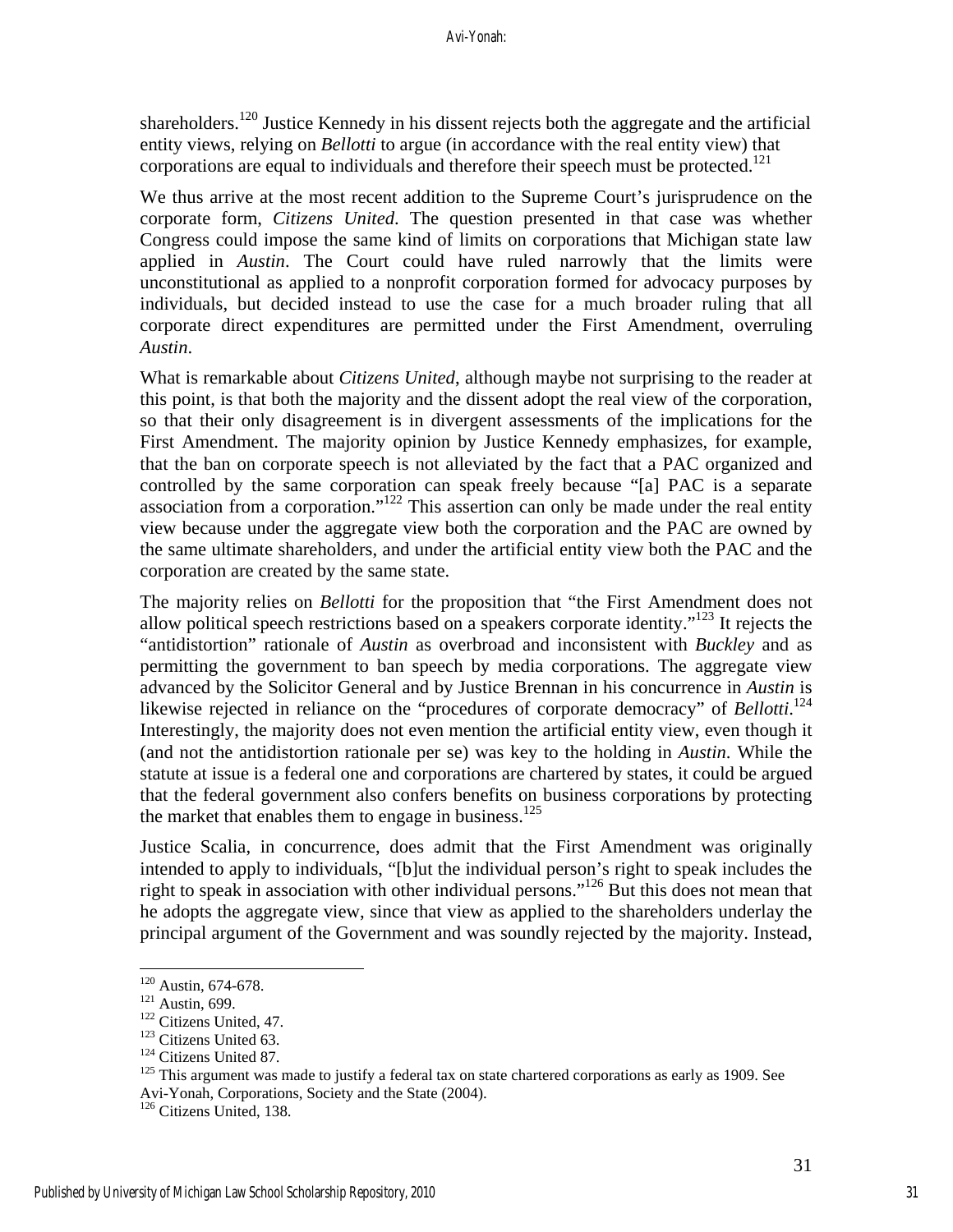shareholders.[120] Justice Kennedy in his dissent rejects both the aggregate and the artificial entity views, relying on *Bellotti* to argue (in accordance with the real entity view) that corporations are equal to individuals and therefore their speech must be protected.[121]

We thus arrive at the most recent addition to the Supreme Court's jurisprudence on the corporate form, *Citizens United*. The question presented in that case was whether Congress could impose the same kind of limits on corporations that Michigan state law applied in *Austin*. The Court could have ruled narrowly that the limits were unconstitutional as applied to a nonprofit corporation formed for advocacy purposes by individuals, but decided instead to use the case for a much broader ruling that all corporate direct expenditures are permitted under the First Amendment, overruling *Austin*.

What is remarkable about *Citizens United*, although maybe not surprising to the reader at this point, is that both the majority and the dissent adopt the real view of the corporation, so that their only disagreement is in divergent assessments of the implications for the First Amendment. The majority opinion by Justice Kennedy emphasizes, for example, that the ban on corporate speech is not alleviated by the fact that a PAC organized and controlled by the same corporation can speak freely because "[a] PAC is a separate association from a corporation."[122] This assertion can only be made under the real entity view because under the aggregate view both the corporation and the PAC are owned by the same ultimate shareholders, and under the artificial entity view both the PAC and the corporation are created by the same state.

The majority relies on *Bellotti* for the proposition that "the First Amendment does not allow political speech restrictions based on a speakers corporate identity."[123] It rejects the "antidistortion" rationale of *Austin* as overbroad and inconsistent with *Buckley* and as permitting the government to ban speech by media corporations. The aggregate view advanced by the Solicitor General and by Justice Brennan in his concurrence in *Austin* is likewise rejected in reliance on the "procedures of corporate democracy" of *Bellotti*.[124] Interestingly, the majority does not even mention the artificial entity view, even though it (and not the antidistortion rationale per se) was key to the holding in *Austin*. While the statute at issue is a federal one and corporations are chartered by states, it could be argued that the federal government also confers benefits on business corporations by protecting the market that enables them to engage in business.[125]

Justice Scalia, in concurrence, does admit that the First Amendment was originally intended to apply to individuals, "[b]ut the individual person's right to speak includes the right to speak in association with other individual persons."[126] But this does not mean that he adopts the aggregate view, since that view as applied to the shareholders underlay the principal argument of the Government and was soundly rejected by the majority. Instead,

---

[120] Austin, 674-678.

[121] Austin, 699.

[122] Citizens United, 47.

[123] Citizens United 63.

[124] Citizens United 87.

[125] This argument was made to justify a federal tax on state chartered corporations as early as 1909. See Avi-Yonah, Corporations, Society and the State (2004).

[126] Citizens United, 138.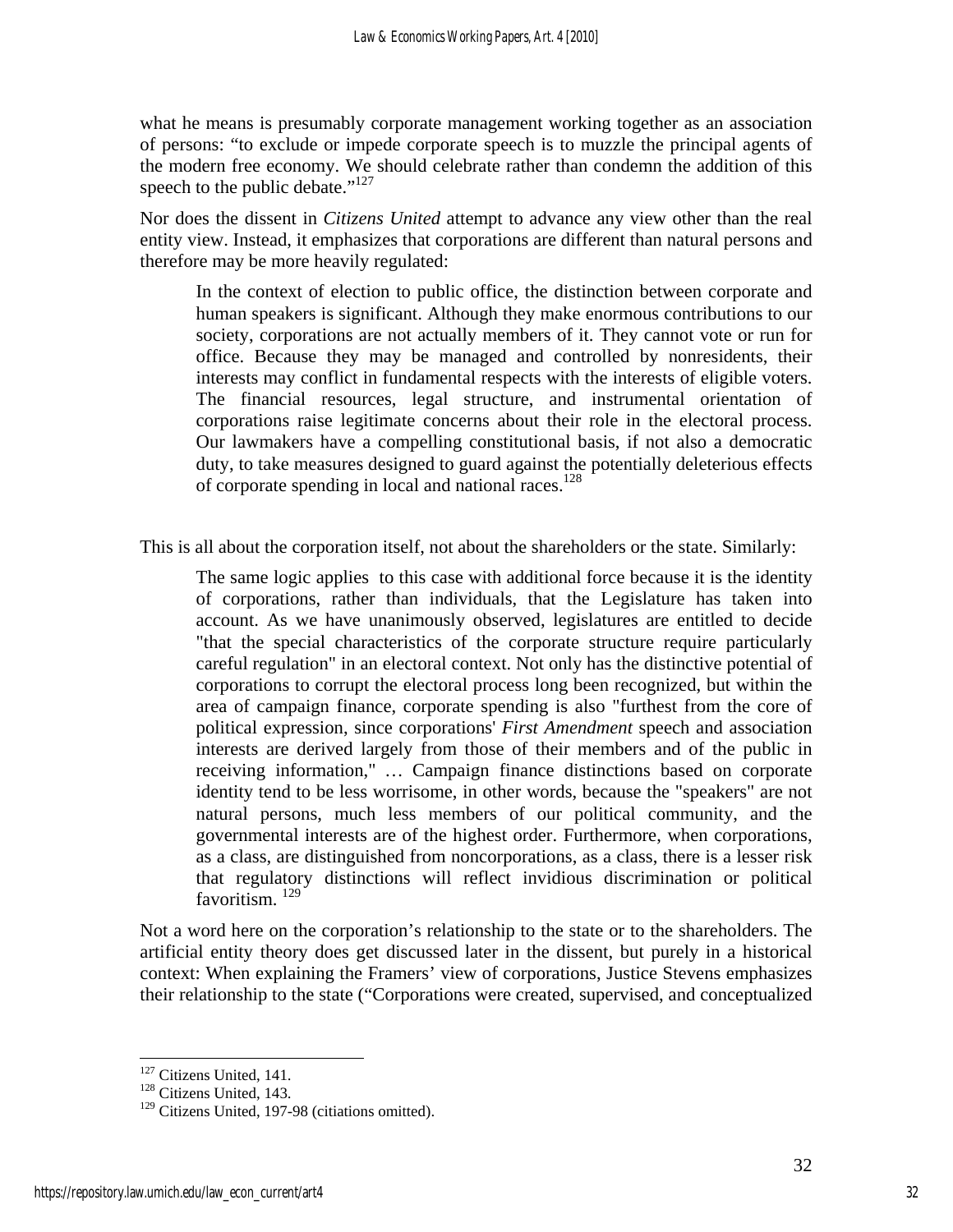what he means is presumably corporate management working together as an association of persons: "to exclude or impede corporate speech is to muzzle the principal agents of the modern free economy. We should celebrate rather than condemn the addition of this speech to the public debate."[127]

Nor does the dissent in *Citizens United* attempt to advance any view other than the real entity view. Instead, it emphasizes that corporations are different than natural persons and therefore may be more heavily regulated:

> In the context of election to public office, the distinction between corporate and human speakers is significant. Although they make enormous contributions to our society, corporations are not actually members of it. They cannot vote or run for office. Because they may be managed and controlled by nonresidents, their interests may conflict in fundamental respects with the interests of eligible voters. The financial resources, legal structure, and instrumental orientation of corporations raise legitimate concerns about their role in the electoral process. Our lawmakers have a compelling constitutional basis, if not also a democratic duty, to take measures designed to guard against the potentially deleterious effects of corporate spending in local and national races.[128]

This is all about the corporation itself, not about the shareholders or the state. Similarly:

> The same logic applies to this case with additional force because it is the identity of corporations, rather than individuals, that the Legislature has taken into account. As we have unanimously observed, legislatures are entitled to decide "that the special characteristics of the corporate structure require particularly careful regulation" in an electoral context. Not only has the distinctive potential of corporations to corrupt the electoral process long been recognized, but within the area of campaign finance, corporate spending is also "furthest from the core of political expression, since corporations' *First Amendment* speech and association interests are derived largely from those of their members and of the public in receiving information," … Campaign finance distinctions based on corporate identity tend to be less worrisome, in other words, because the "speakers" are not natural persons, much less members of our political community, and the governmental interests are of the highest order. Furthermore, when corporations, as a class, are distinguished from noncorporations, as a class, there is a lesser risk that regulatory distinctions will reflect invidious discrimination or political favoritism.[129]

Not a word here on the corporation's relationship to the state or to the shareholders. The artificial entity theory does get discussed later in the dissent, but purely in a historical context: When explaining the Framers' view of corporations, Justice Stevens emphasizes their relationship to the state ("Corporations were created, supervised, and conceptualized

---

[127] Citizens United, 141.

[128] Citizens United, 143.

[129] Citizens United, 197-98 (citiations omitted).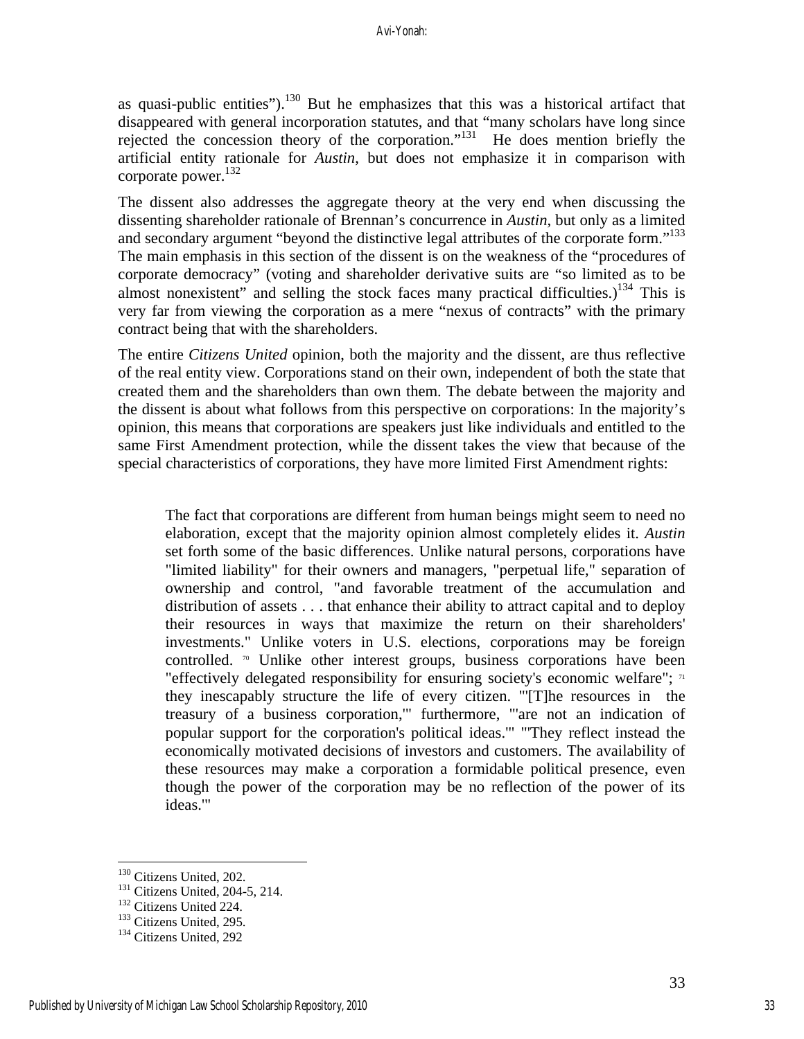as quasi-public entities").[130] But he emphasizes that this was a historical artifact that disappeared with general incorporation statutes, and that "many scholars have long since rejected the concession theory of the corporation."[131] He does mention briefly the artificial entity rationale for *Austin*, but does not emphasize it in comparison with corporate power.[132]

The dissent also addresses the aggregate theory at the very end when discussing the dissenting shareholder rationale of Brennan's concurrence in *Austin*, but only as a limited and secondary argument "beyond the distinctive legal attributes of the corporate form."[133] The main emphasis in this section of the dissent is on the weakness of the "procedures of corporate democracy" (voting and shareholder derivative suits are "so limited as to be almost nonexistent" and selling the stock faces many practical difficulties.)[134] This is very far from viewing the corporation as a mere "nexus of contracts" with the primary contract being that with the shareholders.

The entire *Citizens United* opinion, both the majority and the dissent, are thus reflective of the real entity view. Corporations stand on their own, independent of both the state that created them and the shareholders than own them. The debate between the majority and the dissent is about what follows from this perspective on corporations: In the majority's opinion, this means that corporations are speakers just like individuals and entitled to the same First Amendment protection, while the dissent takes the view that because of the special characteristics of corporations, they have more limited First Amendment rights:

> The fact that corporations are different from human beings might seem to need no elaboration, except that the majority opinion almost completely elides it. *Austin* set forth some of the basic differences. Unlike natural persons, corporations have "limited liability" for their owners and managers, "perpetual life," separation of ownership and control, "and favorable treatment of the accumulation and distribution of assets . . . that enhance their ability to attract capital and to deploy their resources in ways that maximize the return on their shareholders' investments." Unlike voters in U.S. elections, corporations may be foreign controlled. [70] Unlike other interest groups, business corporations have been "effectively delegated responsibility for ensuring society's economic welfare"; [71] they inescapably structure the life of every citizen. "'[T]he resources in the treasury of a business corporation,'" furthermore, "'are not an indication of popular support for the corporation's political ideas.'" "'They reflect instead the economically motivated decisions of investors and customers. The availability of these resources may make a corporation a formidable political presence, even though the power of the corporation may be no reflection of the power of its ideas.'"

---

[130] Citizens United, 202.

[131] Citizens United, 204-5, 214.

[132] Citizens United 224.

[133] Citizens United, 295.

[134] Citizens United, 292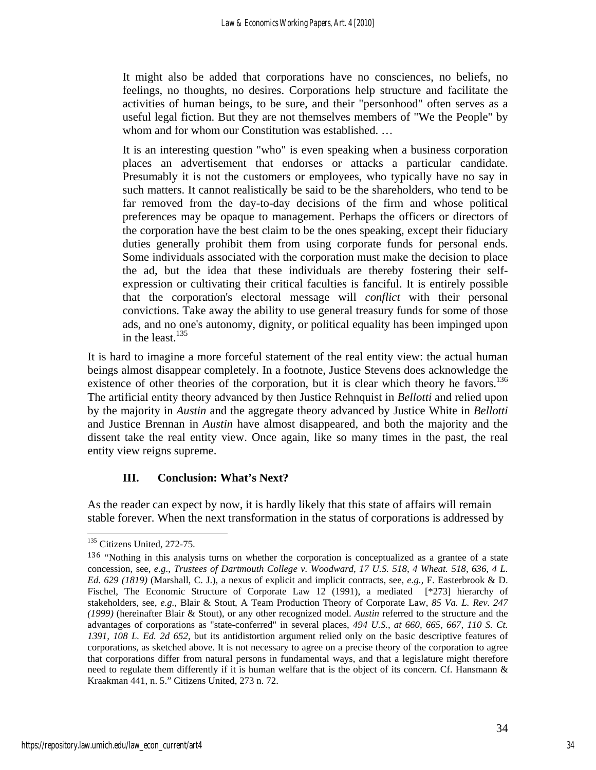> It might also be added that corporations have no consciences, no beliefs, no feelings, no thoughts, no desires. Corporations help structure and facilitate the activities of human beings, to be sure, and their "personhood" often serves as a useful legal fiction. But they are not themselves members of "We the People" by whom and for whom our Constitution was established. …
>
> It is an interesting question "who" is even speaking when a business corporation places an advertisement that endorses or attacks a particular candidate. Presumably it is not the customers or employees, who typically have no say in such matters. It cannot realistically be said to be the shareholders, who tend to be far removed from the day-to-day decisions of the firm and whose political preferences may be opaque to management. Perhaps the officers or directors of the corporation have the best claim to be the ones speaking, except their fiduciary duties generally prohibit them from using corporate funds for personal ends. Some individuals associated with the corporation must make the decision to place the ad, but the idea that these individuals are thereby fostering their self-expression or cultivating their critical faculties is fanciful. It is entirely possible that the corporation's electoral message will *conflict* with their personal convictions. Take away the ability to use general treasury funds for some of those ads, and no one's autonomy, dignity, or political equality has been impinged upon in the least.[135]

It is hard to imagine a more forceful statement of the real entity view: the actual human beings almost disappear completely. In a footnote, Justice Stevens does acknowledge the existence of other theories of the corporation, but it is clear which theory he favors.[136] The artificial entity theory advanced by then Justice Rehnquist in *Bellotti* and relied upon by the majority in *Austin* and the aggregate theory advanced by Justice White in *Bellotti* and Justice Brennan in *Austin* have almost disappeared, and both the majority and the dissent take the real entity view. Once again, like so many times in the past, the real entity view reigns supreme.

## III. Conclusion: What's Next?

As the reader can expect by now, it is hardly likely that this state of affairs will remain stable forever. When the next transformation in the status of corporations is addressed by

---

[135] Citizens United, 272-75.

[136] "Nothing in this analysis turns on whether the corporation is conceptualized as a grantee of a state concession, see, *e.g., Trustees of Dartmouth College v. Woodward, 17 U.S. 518, 4 Wheat. 518, 636, 4 L. Ed. 629 (1819)* (Marshall, C. J.), a nexus of explicit and implicit contracts, see, *e.g.,* F. Easterbrook & D. Fischel, The Economic Structure of Corporate Law 12 (1991), a mediated [*273] hierarchy of stakeholders, see, *e.g.,* Blair & Stout, A Team Production Theory of Corporate Law, *85 Va. L. Rev. 247 (1999)* (hereinafter Blair & Stout), or any other recognized model. *Austin* referred to the structure and the advantages of corporations as "state-conferred" in several places, *494 U.S., at 660, 665, 667, 110 S. Ct. 1391, 108 L. Ed. 2d 652*, but its antidistortion argument relied only on the basic descriptive features of corporations, as sketched above. It is not necessary to agree on a precise theory of the corporation to agree that corporations differ from natural persons in fundamental ways, and that a legislature might therefore need to regulate them differently if it is human welfare that is the object of its concern. Cf. Hansmann & Kraakman 441, n. 5." Citizens United, 273 n. 72.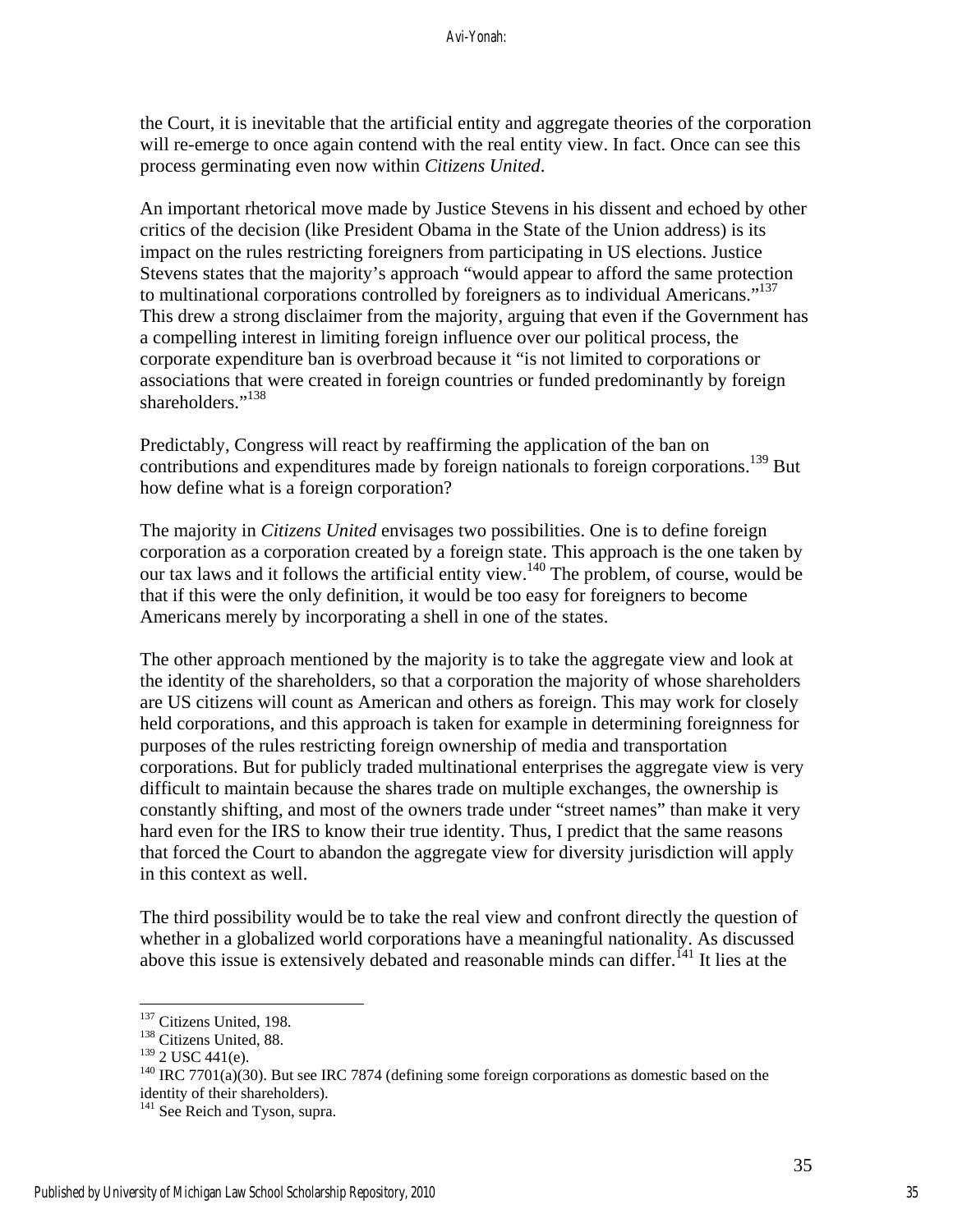the Court, it is inevitable that the artificial entity and aggregate theories of the corporation will re-emerge to once again contend with the real entity view. In fact. Once can see this process germinating even now within *Citizens United*.

An important rhetorical move made by Justice Stevens in his dissent and echoed by other critics of the decision (like President Obama in the State of the Union address) is its impact on the rules restricting foreigners from participating in US elections. Justice Stevens states that the majority's approach "would appear to afford the same protection to multinational corporations controlled by foreigners as to individual Americans."[137] This drew a strong disclaimer from the majority, arguing that even if the Government has a compelling interest in limiting foreign influence over our political process, the corporate expenditure ban is overbroad because it "is not limited to corporations or associations that were created in foreign countries or funded predominantly by foreign shareholders."[138]

Predictably, Congress will react by reaffirming the application of the ban on contributions and expenditures made by foreign nationals to foreign corporations.[139] But how define what is a foreign corporation?

The majority in *Citizens United* envisages two possibilities. One is to define foreign corporation as a corporation created by a foreign state. This approach is the one taken by our tax laws and it follows the artificial entity view.[140] The problem, of course, would be that if this were the only definition, it would be too easy for foreigners to become Americans merely by incorporating a shell in one of the states.

The other approach mentioned by the majority is to take the aggregate view and look at the identity of the shareholders, so that a corporation the majority of whose shareholders are US citizens will count as American and others as foreign. This may work for closely held corporations, and this approach is taken for example in determining foreignness for purposes of the rules restricting foreign ownership of media and transportation corporations. But for publicly traded multinational enterprises the aggregate view is very difficult to maintain because the shares trade on multiple exchanges, the ownership is constantly shifting, and most of the owners trade under "street names" than make it very hard even for the IRS to know their true identity. Thus, I predict that the same reasons that forced the Court to abandon the aggregate view for diversity jurisdiction will apply in this context as well.

The third possibility would be to take the real view and confront directly the question of whether in a globalized world corporations have a meaningful nationality. As discussed above this issue is extensively debated and reasonable minds can differ.[141] It lies at the

---

[137] Citizens United, 198.

[138] Citizens United, 88.

[139] 2 USC 441(e).

[140] IRC 7701(a)(30). But see IRC 7874 (defining some foreign corporations as domestic based on the identity of their shareholders).

[141] See Reich and Tyson, supra.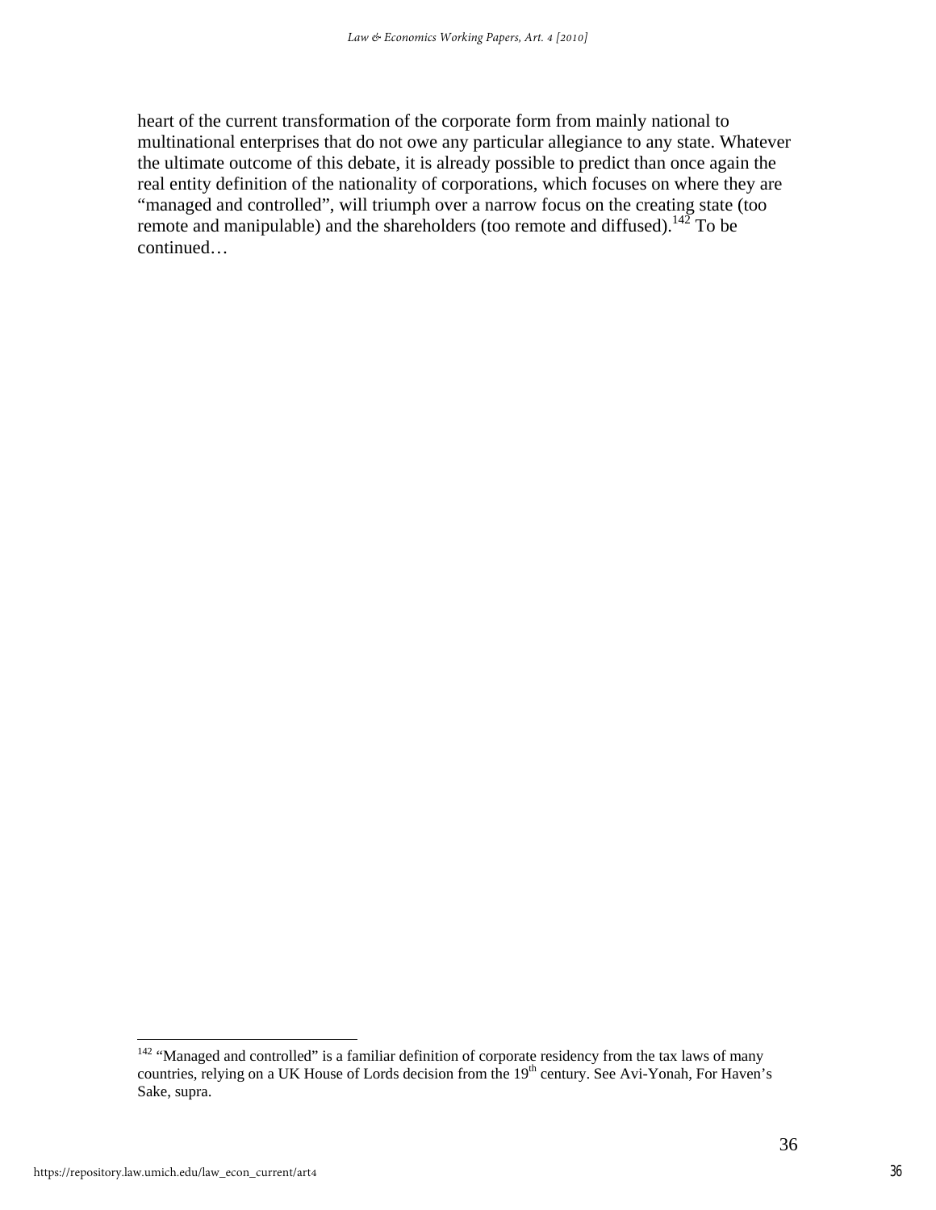heart of the current transformation of the corporate form from mainly national to multinational enterprises that do not owe any particular allegiance to any state. Whatever the ultimate outcome of this debate, it is already possible to predict than once again the real entity definition of the nationality of corporations, which focuses on where they are "managed and controlled", will triumph over a narrow focus on the creating state (too remote and manipulable) and the shareholders (too remote and diffused).[142] To be continued…

---

[142] "Managed and controlled" is a familiar definition of corporate residency from the tax laws of many countries, relying on a UK House of Lords decision from the 19th century. See Avi-Yonah, For Haven's Sake, supra.